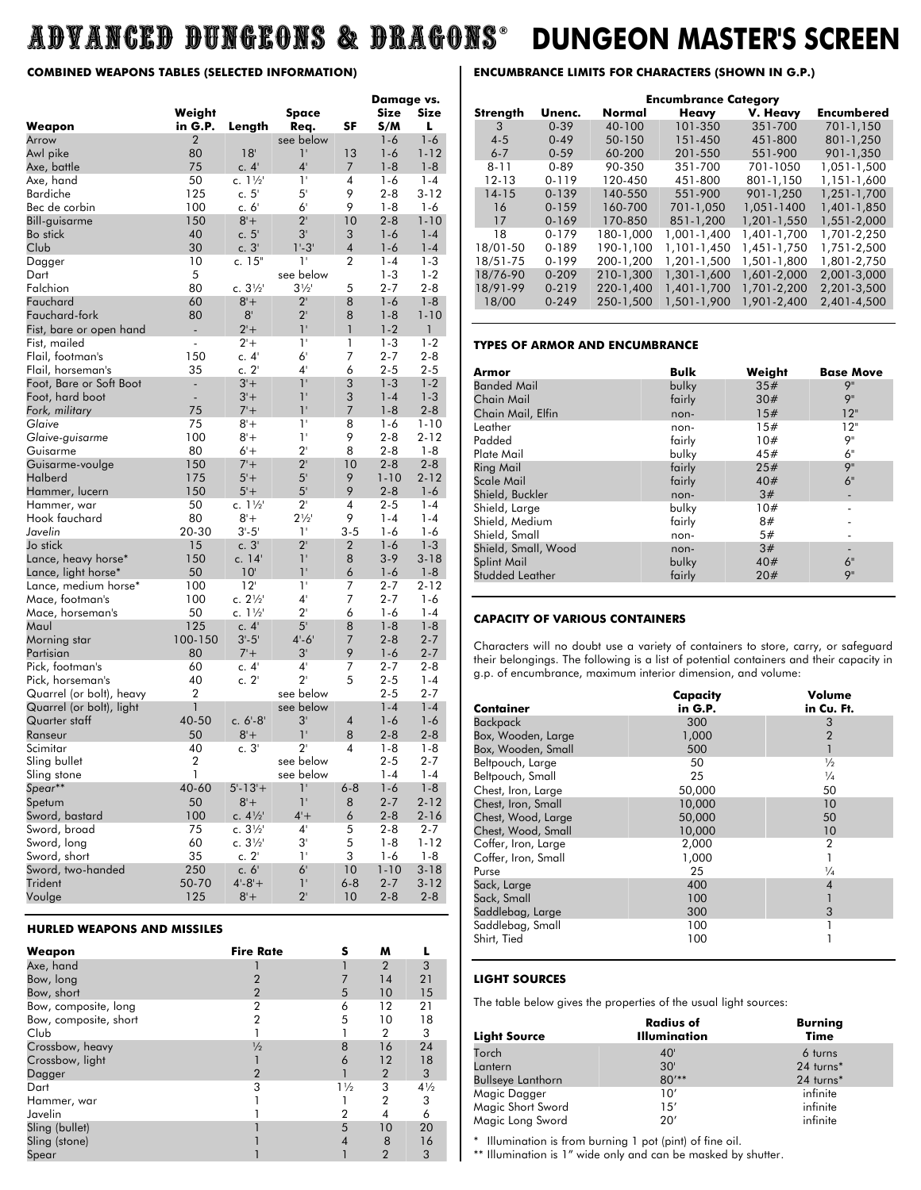# ADVANCED DUNGEONS & DRAGONS® DUNGEON MASTER'S SCREEN

## COMBINED WEAPONS TABLES (SELECTED INFORMATION)

| Weapon | Weight in G.P. | Length | Space Req. | SF | Damage vs. Size S/M | Size L |
|---|---|---|---|---|---|---|
| Arrow | 2 | | see below | | 1-6 | 1-6 |
| Awl pike | 80 | 18' | 1' | 13 | 1-6 | 1-12 |
| Axe, battle | 75 | c. 4' | 4' | 7 | 1-8 | 1-8 |
| Axe, hand | 50 | c. 1½' | 1' | 4 | 1-6 | 1-4 |
| Bardiche | 125 | c. 5' | 5' | 9 | 2-8 | 3-12 |
| Bec de corbin | 100 | c. 6' | 6' | 9 | 1-8 | 1-6 |
| Bill-guisarme | 150 | 8'+ | 2' | 10 | 2-8 | 1-10 |
| Bo stick | 40 | c. 5' | 3' | 3 | 1-6 | 1-4 |
| Club | 30 | c. 3' | 1'-3' | 4 | 1-6 | 1-4 |
| Dagger | 10 | c. 15" | 1' | 2 | 1-4 | 1-3 |
| Dart | 5 | | see below | | 1-3 | 1-2 |
| Falchion | 80 | c. 3½' | 3½' | 5 | 2-7 | 2-8 |
| Fauchard | 60 | 8'+ | 2' | 8 | 1-6 | 1-8 |
| Fauchard-fork | 80 | 8' | 2' | 8 | 1-8 | 1-10 |
| Fist, bare or open hand | - | 2'+ | 1' | 1 | 1-2 | 1 |
| Fist, mailed | - | 2'+ | 1' | 1 | 1-3 | 1-2 |
| Flail, footman's | 150 | c. 4' | 6' | 7 | 2-7 | 2-8 |
| Flail, horseman's | 35 | c. 2' | 4' | 6 | 2-5 | 2-5 |
| Foot, Bare or Soft Boot | - | 3'+ | 1' | 3 | 1-3 | 1-2 |
| Foot, hard boot | - | 3'+ | 1' | 3 | 1-4 | 1-3 |
| *Fork, military* | 75 | 7'+ | 1' | 7 | 1-8 | 2-8 |
| *Glaive* | 75 | 8'+ | 1' | 8 | 1-6 | 1-10 |
| *Glaive-guisarme* | 100 | 8'+ | 1' | 9 | 2-8 | 2-12 |
| Guisarme | 80 | 6'+ | 2' | 8 | 2-8 | 1-8 |
| Guisarme-voulge | 150 | 7'+ | 2' | 10 | 2-8 | 2-8 |
| Halberd | 175 | 5'+ | 5' | 9 | 1-10 | 2-12 |
| Hammer, lucern | 150 | 5'+ | 5' | 9 | 2-8 | 1-6 |
| Hammer, war | 50 | c. 1½' | 2' | 4 | 2-5 | 1-4 |
| Hook fauchard | 80 | 8'+ | 2½' | 9 | 1-4 | 1-4 |
| *Javelin* | 20-30 | 3'-5' | 1' | 3-5 | 1-6 | 1-6 |
| Jo stick | 15 | c. 3' | 2' | 2 | 1-6 | 1-3 |
| Lance, heavy horse* | 150 | c. 14' | 1' | 8 | 3-9 | 3-18 |
| Lance, light horse* | 50 | 10' | 1' | 6 | 1-6 | 1-8 |
| Lance, medium horse* | 100 | 12' | 1' | 7 | 2-7 | 2-12 |
| Mace, footman's | 100 | c. 2½' | 4' | 7 | 2-7 | 1-6 |
| Mace, horseman's | 50 | c. 1½' | 2' | 6 | 1-6 | 1-4 |
| Maul | 125 | c. 4' | 5' | 8 | 1-8 | 1-8 |
| Morning star | 100-150 | 3'-5' | 4'-6' | 7 | 2-8 | 2-7 |
| Partisian | 80 | 7'+ | 3' | 9 | 1-6 | 2-7 |
| Pick, footman's | 60 | c. 4' | 4' | 7 | 2-7 | 2-8 |
| Pick, horseman's | 40 | c. 2' | 2' | 5 | 2-5 | 1-4 |
| Quarrel (or bolt), heavy | 2 | | see below | | 2-5 | 2-7 |
| Quarrel (or bolt), light | 1 | | see below | | 1-4 | 1-4 |
| Quarter staff | 40-50 | c. 6'-8' | 3' | 4 | 1-6 | 1-6 |
| Ranseur | 50 | 8'+ | 1' | 8 | 2-8 | 2-8 |
| Scimitar | 40 | c. 3' | 2' | 4 | 1-8 | 1-8 |
| Sling bullet | 2 | | see below | | 2-5 | 2-7 |
| Sling stone | 1 | | see below | | 1-4 | 1-4 |
| *Spear*** | 40-60 | 5'-13'+ | 1' | 6-8 | 1-6 | 1-8 |
| Spetum | 50 | 8'+ | 1' | 8 | 2-7 | 2-12 |
| Sword, bastard | 100 | c. 4½' | 4'+ | 6 | 2-8 | 2-16 |
| Sword, broad | 75 | c. 3½' | 4' | 5 | 2-8 | 2-7 |
| Sword, long | 60 | c. 3½' | 3' | 5 | 1-8 | 1-12 |
| Sword, short | 35 | c. 2' | 1' | 3 | 1-6 | 1-8 |
| Sword, two-handed | 250 | c. 6' | 6' | 10 | 1-10 | 3-18 |
| Trident | 50-70 | 4'-8'+ | 1' | 6-8 | 2-7 | 3-12 |
| Voulge | 125 | 8'+ | 2' | 10 | 2-8 | 2-8 |

## HURLED WEAPONS AND MISSILES

| Weapon | Fire Rate | S | M | L |
|---|---|---|---|---|
| Axe, hand | 1 | 1 | 2 | 3 |
| Bow, long | 2 | 7 | 14 | 21 |
| Bow, short | 2 | 5 | 10 | 15 |
| Bow, composite, long | 2 | 6 | 12 | 21 |
| Bow, composite, short | 2 | 5 | 10 | 18 |
| Club | 1 | 1 | 2 | 3 |
| Crossbow, heavy | ½ | 8 | 16 | 24 |
| Crossbow, light | 1 | 6 | 12 | 18 |
| Dagger | 2 | 1 | 2 | 3 |
| Dart | 3 | 1½ | 3 | 4½ |
| Hammer, war | 1 | 1 | 2 | 3 |
| Javelin | 1 | 2 | 4 | 6 |
| Sling (bullet) | 1 | 5 | 10 | 20 |
| Sling (stone) | 1 | 4 | 8 | 16 |
| Spear | 1 | 1 | 2 | 3 |

## ENCUMBRANCE LIMITS FOR CHARACTERS (SHOWN IN G.P.)

| Strength | Unenc. | Normal | Heavy | V. Heavy | Encumbered |
|---|---|---|---|---|---|
| 3 | 0-39 | 40-100 | 101-350 | 351-700 | 701-1,150 |
| 4-5 | 0-49 | 50-150 | 151-450 | 451-800 | 801-1,250 |
| 6-7 | 0-59 | 60-200 | 201-550 | 551-900 | 901-1,350 |
| 8-11 | 0-89 | 90-350 | 351-700 | 701-1050 | 1,051-1,500 |
| 12-13 | 0-119 | 120-450 | 451-800 | 801-1,150 | 1,151-1,600 |
| 14-15 | 0-139 | 140-550 | 551-900 | 901-1,250 | 1,251-1,700 |
| 16 | 0-159 | 160-700 | 701-1,050 | 1,051-1400 | 1,401-1,850 |
| 17 | 0-169 | 170-850 | 851-1,200 | 1,201-1,550 | 1,551-2,000 |
| 18 | 0-179 | 180-1,000 | 1,001-1,400 | 1,401-1,700 | 1,701-2,250 |
| 18/01-50 | 0-189 | 190-1,100 | 1,101-1,450 | 1,451-1,750 | 1,751-2,500 |
| 18/51-75 | 0-199 | 200-1,200 | 1,201-1,500 | 1,501-1,800 | 1,801-2,750 |
| 18/76-90 | 0-209 | 210-1,300 | 1,301-1,600 | 1,601-2,000 | 2,001-3,000 |
| 18/91-99 | 0-219 | 220-1,400 | 1,401-1,700 | 1,701-2,200 | 2,201-3,500 |
| 18/00 | 0-249 | 250-1,500 | 1,501-1,900 | 1,901-2,400 | 2,401-4,500 |

## TYPES OF ARMOR AND ENCUMBRANCE

| Armor | Bulk | Weight | Base Move |
|---|---|---|---|
| Banded Mail | bulky | 35# | 9" |
| Chain Mail | fairly | 30# | 9" |
| Chain Mail, Elfin | non- | 15# | 12" |
| Leather | non- | 15# | 12" |
| Padded | fairly | 10# | 9" |
| Plate Mail | bulky | 45# | 6" |
| Ring Mail | fairly | 25# | 9" |
| Scale Mail | fairly | 40# | 6" |
| Shield, Buckler | non- | 3# | - |
| Shield, Large | bulky | 10# | - |
| Shield, Medium | fairly | 8# | - |
| Shield, Small | non- | 5# | - |
| Shield, Small, Wood | non- | 3# | - |
| Splint Mail | bulky | 40# | 6" |
| Studded Leather | fairly | 20# | 9" |

## CAPACITY OF VARIOUS CONTAINERS

Characters will no doubt use a variety of containers to store, carry, or safeguard their belongings. The following is a list of potential containers and their capacity in g.p. of encumbrance, maximum interior dimension, and volume:

| Container | Capacity in G.P. | Volume in Cu. Ft. |
|---|---|---|
| Backpack | 300 | 3 |
| Box, Wooden, Large | 1,000 | 2 |
| Box, Wooden, Small | 500 | 1 |
| Beltpouch, Large | 50 | ½ |
| Beltpouch, Small | 25 | ¼ |
| Chest, Iron, Large | 50,000 | 50 |
| Chest, Iron, Small | 10,000 | 10 |
| Chest, Wood, Large | 50,000 | 50 |
| Chest, Wood, Small | 10,000 | 10 |
| Coffer, Iron, Large | 2,000 | 2 |
| Coffer, Iron, Small | 1,000 | 1 |
| Purse | 25 | ¼ |
| Sack, Large | 400 | 4 |
| Sack, Small | 100 | 1 |
| Saddlebag, Large | 300 | 3 |
| Saddlebag, Small | 100 | 1 |
| Shirt, Tied | 100 | 1 |

## LIGHT SOURCES

The table below gives the properties of the usual light sources:

| Light Source | Radius of Illumination | Burning Time |
|---|---|---|
| Torch | 40' | 6 turns |
| Lantern | 30' | 24 turns* |
| Bullseye Lanthorn | 80'** | 24 turns* |
| Magic Dagger | 10' | infinite |
| Magic Short Sword | 15' | infinite |
| Magic Long Sword | 20' | infinite |

\* Illumination is from burning 1 pot (pint) of fine oil.

** Illumination is 1" wide only and can be masked by shutter.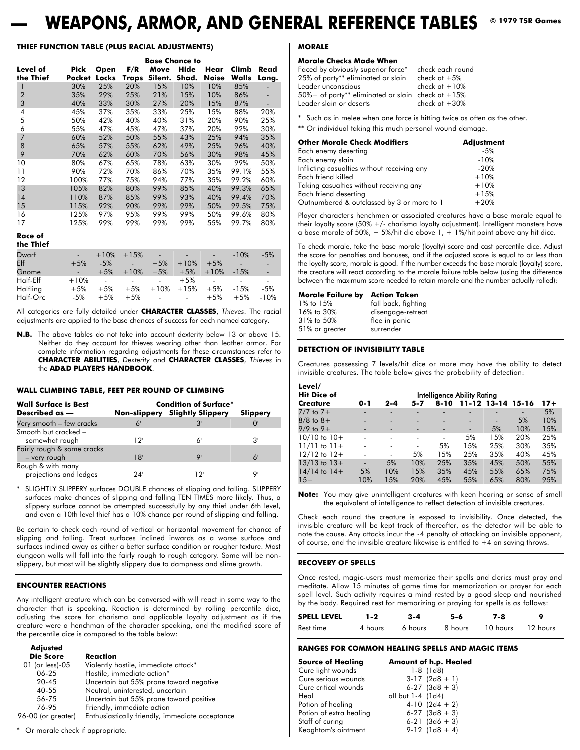# WEAPONS, ARMOR, AND GENERAL REFERENCE TABLES

© 1979 TSR Games

## THIEF FUNCTION TABLE (PLUS RACIAL ADJUSTMENTS)

| Level of the Thief | Pick Pocket | Open Locks | F/R Traps | Move Silent. | Hide Shad. | Hear Noise | Climb Walls | Read Lang. |
|---|---|---|---|---|---|---|---|---|
| | Base Chance to | | | | | | | |
| 1 | 30% | 25% | 20% | 15% | 10% | 10% | 85% | - |
| 2 | 35% | 29% | 25% | 21% | 15% | 10% | 86% | - |
| 3 | 40% | 33% | 30% | 27% | 20% | 15% | 87% | - |
| 4 | 45% | 37% | 35% | 33% | 25% | 15% | 88% | 20% |
| 5 | 50% | 42% | 40% | 40% | 31% | 20% | 90% | 25% |
| 6 | 55% | 47% | 45% | 47% | 37% | 20% | 92% | 30% |
| 7 | 60% | 52% | 50% | 55% | 43% | 25% | 94% | 35% |
| 8 | 65% | 57% | 55% | 62% | 49% | 25% | 96% | 40% |
| 9 | 70% | 62% | 60% | 70% | 56% | 30% | 98% | 45% |
| 10 | 80% | 67% | 65% | 78% | 63% | 30% | 99% | 50% |
| 11 | 90% | 72% | 70% | 86% | 70% | 35% | 99.1% | 55% |
| 12 | 100% | 77% | 75% | 94% | 77% | 35% | 99.2% | 60% |
| 13 | 105% | 82% | 80% | 99% | 85% | 40% | 99.3% | 65% |
| 14 | 110% | 87% | 85% | 99% | 93% | 40% | 99.4% | 70% |
| 15 | 115% | 92% | 90% | 99% | 99% | 50% | 99.5% | 75% |
| 16 | 125% | 97% | 95% | 99% | 99% | 50% | 99.6% | 80% |
| 17 | 125% | 99% | 99% | 99% | 99% | 55% | 99.7% | 80% |

| Race of the Thief | Pick Pocket | Open Locks | F/R Traps | Move Silent. | Hide Shad. | Hear Noise | Climb Walls | Read Lang. |
|---|---|---|---|---|---|---|---|---|
| Dwarf | - | +10% | +15% | - | - | - | -10% | -5% |
| Elf | +5% | -5% | - | +5% | +10% | +5% | - | - |
| Gnome | - | +5% | +10% | +5% | +5% | +10% | -15% | - |
| Half-Elf | +10% | - | - | - | +5% | - | - | - |
| Halfling | +5% | +5% | +5% | +10% | +15% | +5% | -15% | -5% |
| Half-Orc | -5% | +5% | +5% | - | - | +5% | +5% | -10% |

All categories are fully detailed under **CHARACTER CLASSES**, *Thieves*. The racial adjustments are applied to the base chances of success for each named category.

**N.B.** The above tables do not take into account dexterity below 13 or above 15. Neither do they account for thieves wearing other than leather armor. For complete information regarding adjustments for these circumstances refer to **CHARACTER ABILITIES**, *Dexterity* and **CHARACTER CLASSES**, *Thieves* in the **AD&D PLAYER'S HANDBOOK**.

## WALL CLIMBING TABLE, FEET PER ROUND OF CLIMBING

| Wall Surface is Best Described as — | Condition of Surface*: Non-slippery | Slightly Slippery | Slippery |
|---|---|---|---|
| Very smooth – few cracks | 6' | 3' | 0' |
| Smooth but cracked – somewhat rough | 12' | 6' | 3' |
| Fairly rough & some cracks – very rough | 18' | 9' | 6' |
| Rough & with many projections and ledges | 24' | 12' | 9' |

\* SLIGHTLY SLIPPERY surfaces DOUBLE chances of slipping and falling. SLIPPERY surfaces make chances of slipping and falling TEN TIMES more likely. Thus, a slippery surface cannot be attempted successfully by any thief under 6th level, and even a 10th level thief has a 10% chance per round of slipping and falling.

Be certain to check each round of vertical or horizontal movement for chance of slipping and falling. Treat surfaces inclined inwards as a worse surface and surfaces inclined away as either a better surface condition or rougher texture. Most dungeon walls will fall into the fairly rough to rough category. Some will be non-slippery, but most will be slightly slippery due to dampness and slime growth.

## ENCOUNTER REACTIONS

Any intelligent creature which can be conversed with will react in some way to the character that is speaking. Reaction is determined by rolling percentile dice, adjusting the score for charisma and applicable loyalty adjustment as if the creature were a henchman of the character speaking, and the modified score of the percentile dice is compared to the table below:

| Adjusted Die Score | Reaction |
|---|---|
| 01 (or less)-05 | Violently hostile, immediate attack* |
| 06-25 | Hostile, immediate action* |
| 20-45 | Uncertain but 55% prone toward negative |
| 40-55 | Neutral, uninterested, uncertain |
| 56-75 | Uncertain but 55% prone toward positive |
| 76-95 | Friendly, immediate action |
| 96-00 (or greater) | Enthusiastically friendly, immediate acceptance |

\* Or morale check if appropriate.

## MORALE

### Morale Checks Made When

| | |
|---|---|
| Faced by obviously superior force* | check each round |
| 25% of party** eliminated or slain | check at +5% |
| Leader unconscious | check at +10% |
| 50%+ of party** eliminated or slain | check at +15% |
| Leader slain or deserts | check at +30% |

\* Such as in melee when one force is hitting twice as often as the other.

\*\* Or individual taking this much personal wound damage.

| Other Morale Check Modifiers | Adjustment |
|---|---|
| Each enemy deserting | -5% |
| Each enemy slain | -10% |
| Inflicting casualties without receiving any | -20% |
| Each friend killed | +10% |
| Taking casualties without receiving any | +10% |
| Each friend deserting | +15% |
| Outnumbered & outclassed by 3 or more to 1 | +20% |

Player character's henchmen or associated creatures have a base morale equal to their loyalty score (50% +/- charisma loyalty adjustment). Intelligent monsters have a base morale of 50%, + 5%/hit die above 1, + 1%/hit point above any hit dice.

To check morale, take the base morale (loyalty) score and cast percentile dice. Adjust the score for penalties and bonuses, and if the adjusted score is equal to or less than the loyalty score, morale is good. If the number exceeds the base morale (loyalty) score, the creature will react according to the morale failure table below (using the difference between the maximum score needed to retain morale and the number actually rolled):

| Morale Failure by | Action Taken |
|---|---|
| 1% to 15% | fall back, fighting |
| 16% to 30% | disengage-retreat |
| 31% to 50% | flee in panic |
| 51% or greater | surrender |

## DETECTION OF INVISIBILITY TABLE

Creatures possessing 7 levels/hit dice or more may have the ability to detect invisible creatures. The table below gives the probability of detection:

| Level/Hit Dice of Creature | Intelligence Ability Rating: 0-1 | 2-4 | 5-7 | 8-10 | 11-12 | 13-14 | 15-16 | 17+ |
|---|---|---|---|---|---|---|---|---|
| 7/7 to 7+ | - | - | - | - | - | - | - | 5% |
| 8/8 to 8+ | - | - | - | - | - | - | 5% | 10% |
| 9/9 to 9+ | - | - | - | - | - | 5% | 10% | 15% |
| 10/10 to 10+ | - | - | - | - | 5% | 15% | 20% | 25% |
| 11/11 to 11+ | - | - | - | 5% | 15% | 25% | 30% | 35% |
| 12/12 to 12+ | - | - | 5% | 15% | 25% | 35% | 40% | 45% |
| 13/13 to 13+ | - | 5% | 10% | 25% | 35% | 45% | 50% | 55% |
| 14/14 to 14+ | 5% | 10% | 15% | 35% | 45% | 55% | 65% | 75% |
| 15+ | 10% | 15% | 20% | 45% | 55% | 65% | 80% | 95% |

**Note:** You may give unintelligent creatures with keen hearing or sense of smell the equivalent of intelligence to reflect detection of invisible creatures.

Check each round the creature is exposed to invisibility. Once detected, the invisible creature will be kept track of thereafter, as the detector will be able to note the cause. Any attacks incur the -4 penalty of attacking an invisible opponent, of course, and the invisible creature likewise is entitled to +4 on saving throws.

## RECOVERY OF SPELLS

Once rested, magic-users must memorize their spells and clerics must pray and meditate. Allow 15 minutes of game time for memorization or prayer for each spell level. Such activity requires a mind rested by a good sleep and nourished by the body. Required rest for memorizing or praying for spells is as follows:

| SPELL LEVEL | 1-2 | 3-4 | 5-6 | 7-8 | 9 |
|---|---|---|---|---|---|
| Rest time | 4 hours | 6 hours | 8 hours | 10 hours | 12 hours |

## RANGES FOR COMMON HEALING SPELLS AND MAGIC ITEMS

| Source of Healing | Amount of h.p. Healed |
|---|---|
| Cure light wounds | 1-8 (1d8) |
| Cure serious wounds | 3-17 (2d8 + 1) |
| Cure critical wounds | 6-27 (3d8 + 3) |
| Heal | all but 1-4 (1d4) |
| Potion of healing | 4-10 (2d4 + 2) |
| Potion of extra healing | 6-27 (3d8 + 3) |
| Staff of curing | 6-21 (3d6 + 3) |
| Keoghtom's ointment | 9-12 (1d8 + 4) |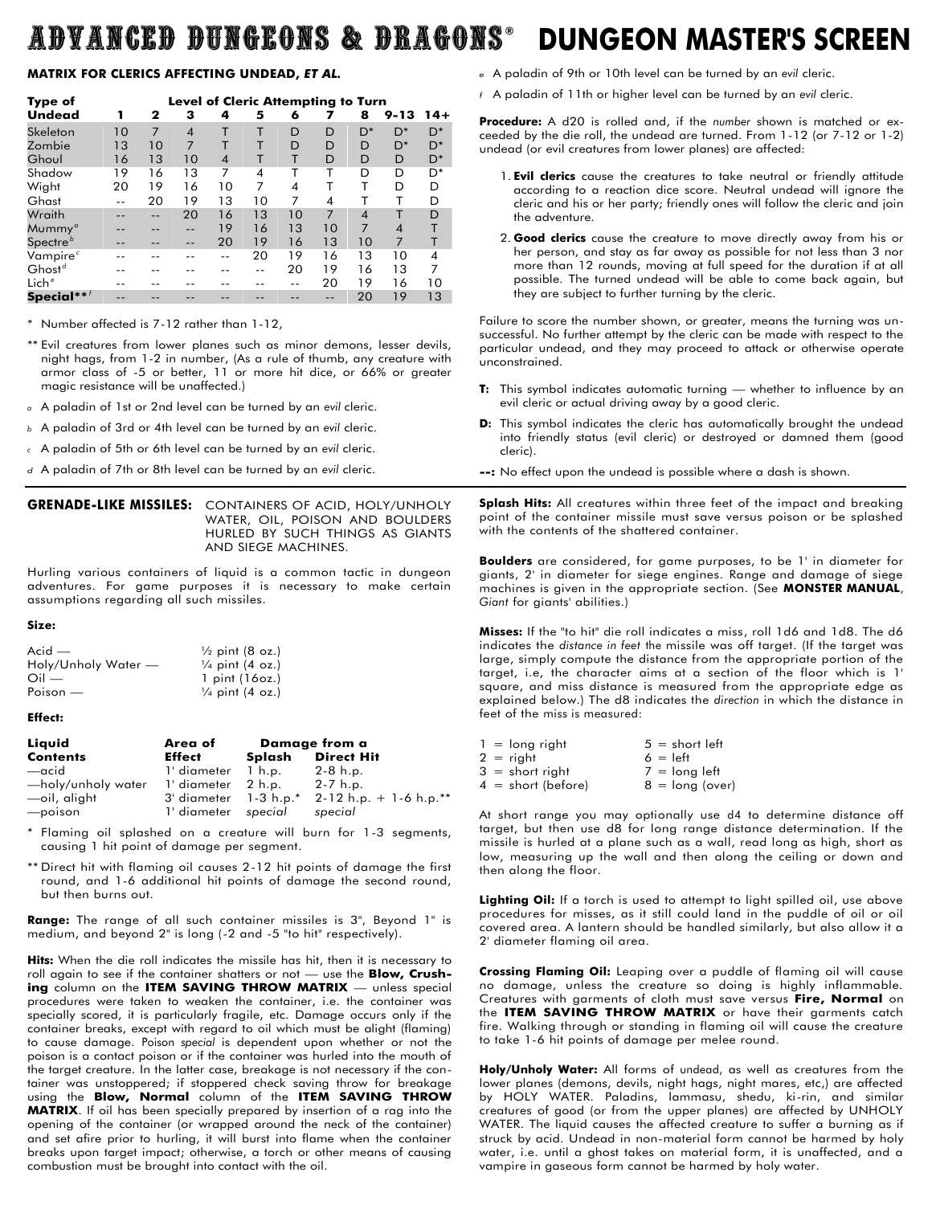# ADVANCED DUNGEONS & DRAGONS® DUNGEON MASTER'S SCREEN

### MATRIX FOR CLERICS AFFECTING UNDEAD, *ET AL.*

| Type of Undead | Level of Cleric Attempting to Turn | | | | | | | | | |
|---|---|---|---|---|---|---|---|---|---|---|
| | 1 | 2 | 3 | 4 | 5 | 6 | 7 | 8 | 9-13 | 14+ |
| Skeleton | 10 | 7 | 4 | T | T | D | D | D* | D* | D* |
| Zombie | 13 | 10 | 7 | T | T | D | D | D | D* | D* |
| Ghoul | 16 | 13 | 10 | 4 | T | T | D | D | D | D* |
| Shadow | 19 | 16 | 13 | 7 | 4 | T | T | D | D | D* |
| Wight | 20 | 19 | 16 | 10 | 7 | 4 | T | T | D | D |
| Ghast | -- | 20 | 19 | 13 | 10 | 7 | 4 | T | T | D |
| Wraith | -- | -- | 20 | 16 | 13 | 10 | 7 | 4 | T | D |
| Mummy[a] | -- | -- | -- | 19 | 16 | 13 | 10 | 7 | 4 | T |
| Spectre[b] | -- | -- | -- | 20 | 19 | 16 | 13 | 10 | 7 | T |
| Vampire[c] | -- | -- | -- | -- | 20 | 19 | 16 | 13 | 10 | 4 |
| Ghost[d] | -- | -- | -- | -- | -- | 20 | 19 | 16 | 13 | 7 |
| Lich[e] | -- | -- | -- | -- | -- | -- | 20 | 19 | 16 | 10 |
| **Special****[f] | -- | -- | -- | -- | -- | -- | -- | 20 | 19 | 13 |

\* Number affected is 7-12 rather than 1-12,

** Evil creatures from lower planes such as minor demons, lesser devils, night hags, from 1-2 in number, (As a rule of thumb, any creature with armor class of -5 or better, 11 or more hit dice, or 66% or greater magic resistance will be unaffected.)

*a* A paladin of 1st or 2nd level can be turned by an *evil* cleric.

*b* A paladin of 3rd or 4th level can be turned by an *evil* cleric.

*c* A paladin of 5th or 6th level can be turned by an *evil* cleric.

*d* A paladin of 7th or 8th level can be turned by an *evil* cleric.

*e* A paladin of 9th or 10th level can be turned by an *evil* cleric.

*f* A paladin of 11th or higher level can be turned by an *evil* cleric.

**Procedure:** A d20 is rolled and, if the *number* shown is matched or exceeded by the die roll, the undead are turned. From 1-12 (or 7-12 or 1-2) undead (or evil creatures from lower planes) are affected:

1. **Evil clerics** cause the creatures to take neutral or friendly attitude according to a reaction dice score. Neutral undead will ignore the cleric and his or her party; friendly ones will follow the cleric and join the adventure.
2. **Good clerics** cause the creature to move directly away from his or her person, and stay as far away as possible for not less than 3 nor more than 12 rounds, moving at full speed for the duration if at all possible. The turned undead will be able to come back again, but they are subject to further turning by the cleric.

Failure to score the number shown, or greater, means the turning was unsuccessful. No further attempt by the cleric can be made with respect to the particular undead, and they may proceed to attack or otherwise operate unconstrained.

**T:** This symbol indicates automatic turning — whether to influence by an evil cleric or actual driving away by a good cleric.

**D:** This symbol indicates the cleric has automatically brought the undead into friendly status (evil cleric) or destroyed or damned them (good cleric).

**--:** No effect upon the undead is possible where a dash is shown.

### GRENADE-LIKE MISSILES: CONTAINERS OF ACID, HOLY/UNHOLY WATER, OIL, POISON AND BOULDERS HURLED BY SUCH THINGS AS GIANTS AND SIEGE MACHINES.

Hurling various containers of liquid is a common tactic in dungeon adventures. For game purposes it is necessary to make certain assumptions regarding all such missiles.

**Size:**

| | |
|---|---|
| Acid — | ½ pint (8 oz.) |
| Holy/Unholy Water — | ¼ pint (4 oz.) |
| Oil — | 1 pint (16oz.) |
| Poison — | ¼ pint (4 oz.) |

**Effect:**

| Liquid Contents | Area of Effect | Damage from a Splash | Direct Hit |
|---|---|---|---|
| —acid | 1' diameter | 1 h.p. | 2-8 h.p. |
| —holy/unholy water | 1' diameter | 2 h.p. | 2-7 h.p. |
| —oil, alight | 3' diameter | 1-3 h.p.* | 2-12 h.p. + 1-6 h.p.** |
| —poison | 1' diameter | *special* | *special* |

\* Flaming oil splashed on a creature will burn for 1-3 segments, causing 1 hit point of damage per segment.

** Direct hit with flaming oil causes 2-12 hit points of damage the first round, and 1-6 additional hit points of damage the second round, but then burns out.

**Range:** The range of all such container missiles is 3", Beyond 1" is medium, and beyond 2" is long (-2 and -5 "to hit" respectively).

**Hits:** When the die roll indicates the missile has hit, then it is necessary to roll again to see if the container shatters or not — use the **Blow, Crushing** column on the **ITEM SAVING THROW MATRIX** — unless special procedures were taken to weaken the container, i.e. the container was specially scored, it is particularly fragile, etc. Damage occurs only if the container breaks, except with regard to oil which must be alight (flaming) to cause damage. Poison *special* is dependent upon whether or not the poison is a contact poison or if the container was hurled into the mouth of the target creature. In the latter case, breakage is not necessary if the container was unstoppered; if stoppered check saving throw for breakage using the **Blow, Normal** column of the **ITEM SAVING THROW MATRIX**. If oil has been specially prepared by insertion of a rag into the opening of the container (or wrapped around the neck of the container) and set afire prior to hurling, it will burst into flame when the container breaks upon target impact; otherwise, a torch or other means of causing combustion must be brought into contact with the oil.

**Splash Hits:** All creatures within three feet of the impact and breaking point of the container missile must save versus poison or be splashed with the contents of the shattered container.

**Boulders** are considered, for game purposes, to be 1' in diameter for giants, 2' in diameter for siege engines. Range and damage of siege machines is given in the appropriate section. (See **MONSTER MANUAL**, *Giant* for giants' abilities.)

**Misses:** If the "to hit" die roll indicates a miss, roll 1d6 and 1d8. The d6 indicates the *distance in feet* the missile was off target. (If the target was large, simply compute the distance from the appropriate portion of the target, i.e, the character aims at a section of the floor which is 1' square, and miss distance is measured from the appropriate edge as explained below.) The d8 indicates the *direction* in which the distance in feet of the miss is measured:

| | |
|---|---|
| 1 = long right | 5 = short left |
| 2 = right | 6 = left |
| 3 = short right | 7 = long left |
| 4 = short (before) | 8 = long (over) |

At short range you may optionally use d4 to determine distance off target, but then use d8 for long range distance determination. If the missile is hurled at a plane such as a wall, read long as high, short as low, measuring up the wall and then along the ceiling or down and then along the floor.

**Lighting Oil:** If a torch is used to attempt to light spilled oil, use above procedures for misses, as it still could land in the puddle of oil or oil covered area. A lantern should be handled similarly, but also allow it a 2' diameter flaming oil area.

**Crossing Flaming Oil:** Leaping over a puddle of flaming oil will cause no damage, unless the creature so doing is highly inflammable. Creatures with garments of cloth must save versus **Fire, Normal** on the **ITEM SAVING THROW MATRIX** or have their garments catch fire. Walking through or standing in flaming oil will cause the creature to take 1-6 hit points of damage per melee round.

**Holy/Unholy Water:** All forms of undead, as well as creatures from the lower planes (demons, devils, night hags, night mares, etc,) are affected by HOLY WATER. Paladins, lammasu, shedu, ki-rin, and similar creatures of good (or from the upper planes) are affected by UNHOLY WATER. The liquid causes the affected creature to suffer a burning as if struck by acid. Undead in non-material form cannot be harmed by holy water, i.e. until a ghost takes on material form, it is unaffected, and a vampire in gaseous form cannot be harmed by holy water.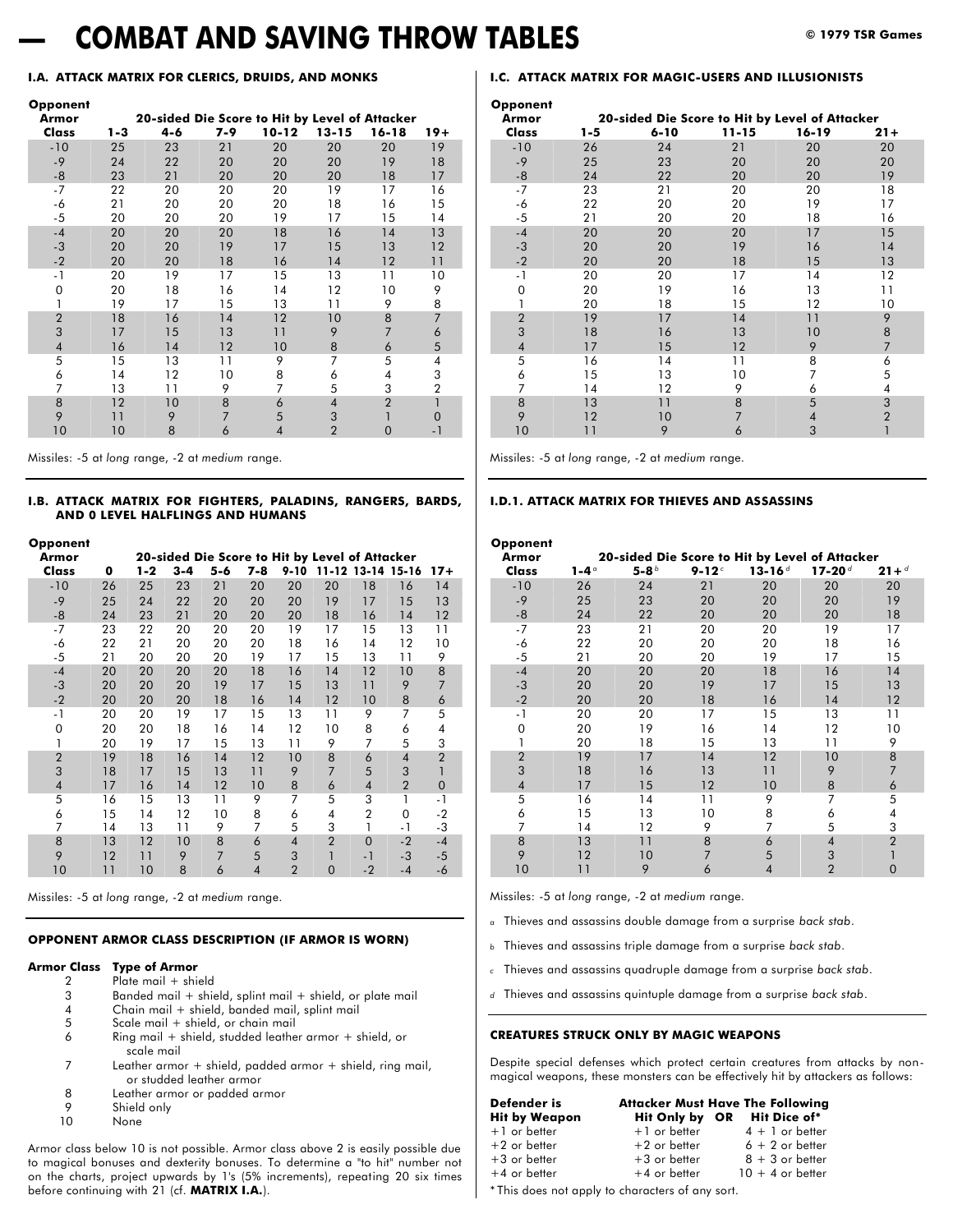# COMBAT AND SAVING THROW TABLES

© 1979 TSR Games

### I.A. ATTACK MATRIX FOR CLERICS, DRUIDS, AND MONKS

| Opponent Armor Class | 20-sided Die Score to Hit by Level of Attacker | | | | | | |
|---|---|---|---|---|---|---|---|
| | 1-3 | 4-6 | 7-9 | 10-12 | 13-15 | 16-18 | 19+ |
| -10 | 25 | 23 | 21 | 20 | 20 | 20 | 19 |
| -9 | 24 | 22 | 20 | 20 | 20 | 19 | 18 |
| -8 | 23 | 21 | 20 | 20 | 20 | 18 | 17 |
| -7 | 22 | 20 | 20 | 20 | 19 | 17 | 16 |
| -6 | 21 | 20 | 20 | 20 | 18 | 16 | 15 |
| -5 | 20 | 20 | 20 | 19 | 17 | 15 | 14 |
| -4 | 20 | 20 | 20 | 18 | 16 | 14 | 13 |
| -3 | 20 | 20 | 19 | 17 | 15 | 13 | 12 |
| -2 | 20 | 20 | 18 | 16 | 14 | 12 | 11 |
| -1 | 20 | 19 | 17 | 15 | 13 | 11 | 10 |
| 0 | 20 | 18 | 16 | 14 | 12 | 10 | 9 |
| 1 | 19 | 17 | 15 | 13 | 11 | 9 | 8 |
| 2 | 18 | 16 | 14 | 12 | 10 | 8 | 7 |
| 3 | 17 | 15 | 13 | 11 | 9 | 7 | 6 |
| 4 | 16 | 14 | 12 | 10 | 8 | 6 | 5 |
| 5 | 15 | 13 | 11 | 9 | 7 | 5 | 4 |
| 6 | 14 | 12 | 10 | 8 | 6 | 4 | 3 |
| 7 | 13 | 11 | 9 | 7 | 5 | 3 | 2 |
| 8 | 12 | 10 | 8 | 6 | 4 | 2 | 1 |
| 9 | 11 | 9 | 7 | 5 | 3 | 1 | 0 |
| 10 | 10 | 8 | 6 | 4 | 2 | 0 | -1 |

Missiles: -5 at *long* range, -2 at *medium* range.

### I.B. ATTACK MATRIX FOR FIGHTERS, PALADINS, RANGERS, BARDS, AND 0 LEVEL HALFLINGS AND HUMANS

| Opponent Armor Class | 20-sided Die Score to Hit by Level of Attacker | | | | | | | | | |
|---|---|---|---|---|---|---|---|---|---|---|
| | 0 | 1-2 | 3-4 | 5-6 | 7-8 | 9-10 | 11-12 | 13-14 | 15-16 | 17+ |
| -10 | 26 | 25 | 23 | 21 | 20 | 20 | 20 | 18 | 16 | 14 |
| -9 | 25 | 24 | 22 | 20 | 20 | 20 | 19 | 17 | 15 | 13 |
| -8 | 24 | 23 | 21 | 20 | 20 | 20 | 18 | 16 | 14 | 12 |
| -7 | 23 | 22 | 20 | 20 | 20 | 19 | 17 | 15 | 13 | 11 |
| -6 | 22 | 21 | 20 | 20 | 20 | 18 | 16 | 14 | 12 | 10 |
| -5 | 21 | 20 | 20 | 20 | 19 | 17 | 15 | 13 | 11 | 9 |
| -4 | 20 | 20 | 20 | 20 | 18 | 16 | 14 | 12 | 10 | 8 |
| -3 | 20 | 20 | 20 | 19 | 17 | 15 | 13 | 11 | 9 | 7 |
| -2 | 20 | 20 | 20 | 18 | 16 | 14 | 12 | 10 | 8 | 6 |
| -1 | 20 | 20 | 19 | 17 | 15 | 13 | 11 | 9 | 7 | 5 |
| 0 | 20 | 20 | 18 | 16 | 14 | 12 | 10 | 8 | 6 | 4 |
| 1 | 20 | 19 | 17 | 15 | 13 | 11 | 9 | 7 | 5 | 3 |
| 2 | 19 | 18 | 16 | 14 | 12 | 10 | 8 | 6 | 4 | 2 |
| 3 | 18 | 17 | 15 | 13 | 11 | 9 | 7 | 5 | 3 | 1 |
| 4 | 17 | 16 | 14 | 12 | 10 | 8 | 6 | 4 | 2 | 0 |
| 5 | 16 | 15 | 13 | 11 | 9 | 7 | 5 | 3 | 1 | -1 |
| 6 | 15 | 14 | 12 | 10 | 8 | 6 | 4 | 2 | 0 | -2 |
| 7 | 14 | 13 | 11 | 9 | 7 | 5 | 3 | 1 | -1 | -3 |
| 8 | 13 | 12 | 10 | 8 | 6 | 4 | 2 | 0 | -2 | -4 |
| 9 | 12 | 11 | 9 | 7 | 5 | 3 | 1 | -1 | -3 | -5 |
| 10 | 11 | 10 | 8 | 6 | 4 | 2 | 0 | -2 | -4 | -6 |

Missiles: -5 at *long* range, -2 at *medium* range.

### OPPONENT ARMOR CLASS DESCRIPTION (IF ARMOR IS WORN)

| Armor Class | Type of Armor |
|---|---|
| 2 | Plate mail + shield |
| 3 | Banded mail + shield, splint mail + shield, or plate mail |
| 4 | Chain mail + shield, banded mail, splint mail |
| 5 | Scale mail + shield, or chain mail |
| 6 | Ring mail + shield, studded leather armor + shield, or scale mail |
| 7 | Leather armor + shield, padded armor + shield, ring mail, or studded leather armor |
| 8 | Leather armor or padded armor |
| 9 | Shield only |
| 10 | None |

Armor class below 10 is not possible. Armor class above 2 is easily possible due to magical bonuses and dexterity bonuses. To determine a "to hit" number not on the charts, project upwards by 1's (5% increments), repeating 20 six times before continuing with 21 (cf. **MATRIX I.A.**).

### I.C. ATTACK MATRIX FOR MAGIC-USERS AND ILLUSIONISTS

| Opponent Armor Class | 20-sided Die Score to Hit by Level of Attacker | | | | |
|---|---|---|---|---|---|
| | 1-5 | 6-10 | 11-15 | 16-19 | 21+ |
| -10 | 26 | 24 | 21 | 20 | 20 |
| -9 | 25 | 23 | 20 | 20 | 20 |
| -8 | 24 | 22 | 20 | 20 | 19 |
| -7 | 23 | 21 | 20 | 20 | 18 |
| -6 | 22 | 20 | 20 | 19 | 17 |
| -5 | 21 | 20 | 20 | 18 | 16 |
| -4 | 20 | 20 | 20 | 17 | 15 |
| -3 | 20 | 20 | 19 | 16 | 14 |
| -2 | 20 | 20 | 18 | 15 | 13 |
| -1 | 20 | 20 | 17 | 14 | 12 |
| 0 | 20 | 19 | 16 | 13 | 11 |
| 1 | 20 | 18 | 15 | 12 | 10 |
| 2 | 19 | 17 | 14 | 11 | 9 |
| 3 | 18 | 16 | 13 | 10 | 8 |
| 4 | 17 | 15 | 12 | 9 | 7 |
| 5 | 16 | 14 | 11 | 8 | 6 |
| 6 | 15 | 13 | 10 | 7 | 5 |
| 7 | 14 | 12 | 9 | 6 | 4 |
| 8 | 13 | 11 | 8 | 5 | 3 |
| 9 | 12 | 10 | 7 | 4 | 2 |
| 10 | 11 | 9 | 6 | 3 | 1 |

Missiles: -5 at *long* range, -2 at *medium* range.

### I.D.1. ATTACK MATRIX FOR THIEVES AND ASSASSINS

| Opponent Armor Class | 20-sided Die Score to Hit by Level of Attacker | | | | | |
|---|---|---|---|---|---|---|
| | 1-4 [a] | 5-8 [b] | 9-12 [c] | 13-16 [d] | 17-20 [d] | 21+ [d] |
| -10 | 26 | 24 | 21 | 20 | 20 | 20 |
| -9 | 25 | 23 | 20 | 20 | 20 | 19 |
| -8 | 24 | 22 | 20 | 20 | 20 | 18 |
| -7 | 23 | 21 | 20 | 20 | 19 | 17 |
| -6 | 22 | 20 | 20 | 20 | 18 | 16 |
| -5 | 21 | 20 | 20 | 19 | 17 | 15 |
| -4 | 20 | 20 | 20 | 18 | 16 | 14 |
| -3 | 20 | 20 | 19 | 17 | 15 | 13 |
| -2 | 20 | 20 | 18 | 16 | 14 | 12 |
| -1 | 20 | 20 | 17 | 15 | 13 | 11 |
| 0 | 20 | 19 | 16 | 14 | 12 | 10 |
| 1 | 20 | 18 | 15 | 13 | 11 | 9 |
| 2 | 19 | 17 | 14 | 12 | 10 | 8 |
| 3 | 18 | 16 | 13 | 11 | 9 | 7 |
| 4 | 17 | 15 | 12 | 10 | 8 | 6 |
| 5 | 16 | 14 | 11 | 9 | 7 | 5 |
| 6 | 15 | 13 | 10 | 8 | 6 | 4 |
| 7 | 14 | 12 | 9 | 7 | 5 | 3 |
| 8 | 13 | 11 | 8 | 6 | 4 | 2 |
| 9 | 12 | 10 | 7 | 5 | 3 | 1 |
| 10 | 11 | 9 | 6 | 4 | 2 | 0 |

Missiles: -5 at *long* range, -2 at *medium* range.

[a] Thieves and assassins double damage from a surprise *back stab*.

[b] Thieves and assassins triple damage from a surprise *back stab*.

[c] Thieves and assassins quadruple damage from a surprise *back stab*.

[d] Thieves and assassins quintuple damage from a surprise *back stab*.

### CREATURES STRUCK ONLY BY MAGIC WEAPONS

Despite special defenses which protect certain creatures from attacks by non-magical weapons, these monsters can be effectively hit by attackers as follows:

| Defender is Hit by Weapon | Attacker Must Have The Following: Hit Only by | OR | Hit Dice of* |
|---|---|---|---|
| +1 or better | +1 or better | | 4 + 1 or better |
| +2 or better | +2 or better | | 6 + 2 or better |
| +3 or better | +3 or better | | 8 + 3 or better |
| +4 or better | +4 or better | | 10 + 4 or better |

*This does not apply to characters of any sort.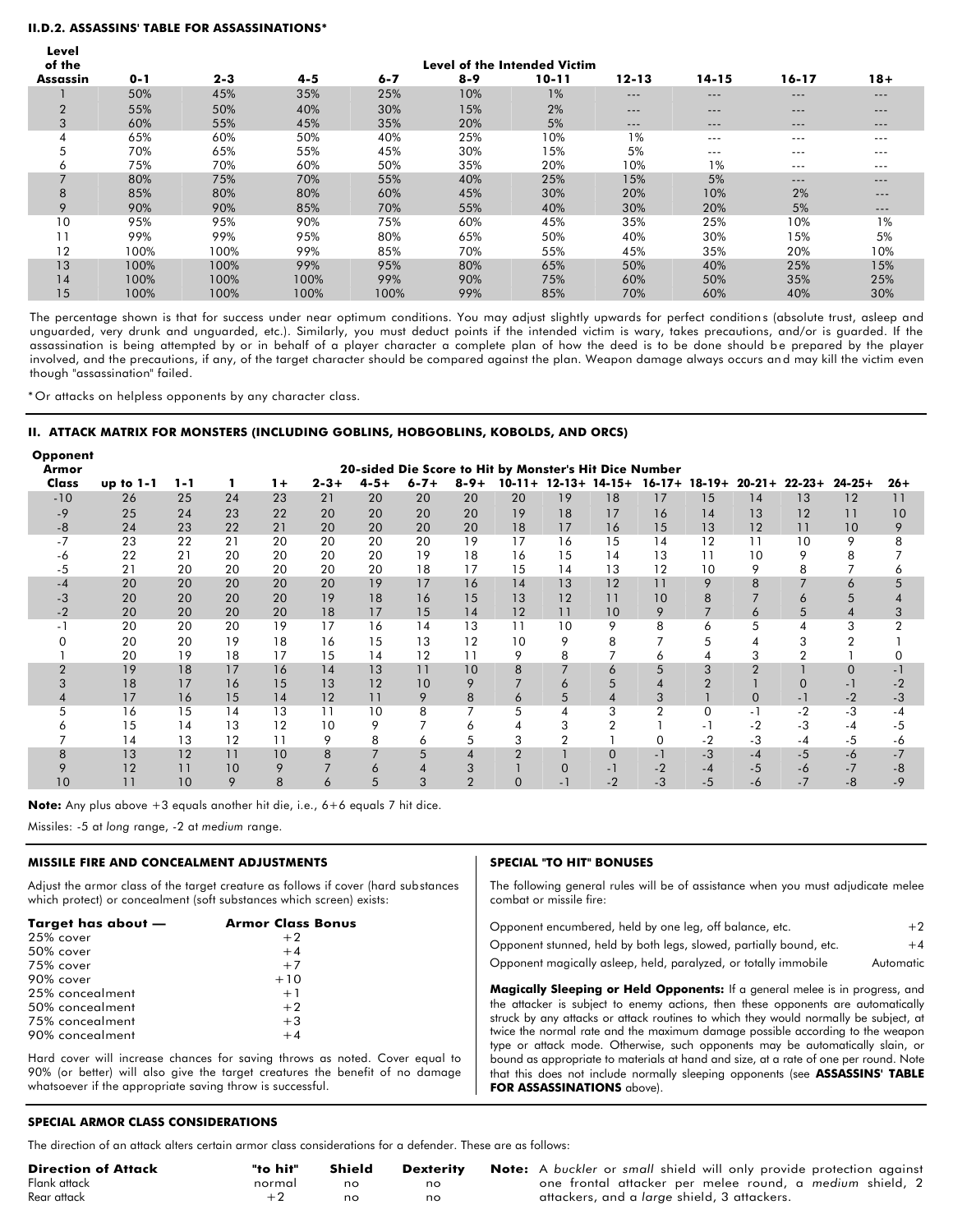#### II.D.2. ASSASSINS' TABLE FOR ASSASSINATIONS*

| Level of the Assassin | Level of the Intended Victim | | | | | | | | | |
|---|---|---|---|---|---|---|---|---|---|---|
| | 0-1 | 2-3 | 4-5 | 6-7 | 8-9 | 10-11 | 12-13 | 14-15 | 16-17 | 18+ |
| 1 | 50% | 45% | 35% | 25% | 10% | 1% | --- | --- | --- | --- |
| 2 | 55% | 50% | 40% | 30% | 15% | 2% | --- | --- | --- | --- |
| 3 | 60% | 55% | 45% | 35% | 20% | 5% | --- | --- | --- | --- |
| 4 | 65% | 60% | 50% | 40% | 25% | 10% | 1% | --- | --- | --- |
| 5 | 70% | 65% | 55% | 45% | 30% | 15% | 5% | --- | --- | --- |
| 6 | 75% | 70% | 60% | 50% | 35% | 20% | 10% | 1% | --- | --- |
| 7 | 80% | 75% | 70% | 55% | 40% | 25% | 15% | 5% | --- | --- |
| 8 | 85% | 80% | 80% | 60% | 45% | 30% | 20% | 10% | 2% | --- |
| 9 | 90% | 90% | 85% | 70% | 55% | 40% | 30% | 20% | 5% | --- |
| 10 | 95% | 95% | 90% | 75% | 60% | 45% | 35% | 25% | 10% | 1% |
| 11 | 99% | 99% | 95% | 80% | 65% | 50% | 40% | 30% | 15% | 5% |
| 12 | 100% | 100% | 99% | 85% | 70% | 55% | 45% | 35% | 20% | 10% |
| 13 | 100% | 100% | 99% | 95% | 80% | 65% | 50% | 40% | 25% | 15% |
| 14 | 100% | 100% | 100% | 99% | 90% | 75% | 60% | 50% | 35% | 25% |
| 15 | 100% | 100% | 100% | 100% | 99% | 85% | 70% | 60% | 40% | 30% |

The percentage shown is that for success under near optimum conditions. You may adjust slightly upwards for perfect conditions (absolute trust, asleep and unguarded, very drunk and unguarded, etc.). Similarly, you must deduct points if the intended victim is wary, takes precautions, and/or is guarded. If the assassination is being attempted by or in behalf of a player character a complete plan of how the deed is to be done should be prepared by the player involved, and the precautions, if any, of the target character should be compared against the plan. Weapon damage always occurs and may kill the victim even though "assassination" failed.

*Or attacks on helpless opponents by any character class.

#### II. ATTACK MATRIX FOR MONSTERS (INCLUDING GOBLINS, HOBGOBLINS, KOBOLDS, AND ORCS)

| Opponent Armor Class | 20-sided Die Score to Hit by Monster's Hit Dice Number | | | | | | | | | | | | | | | | |
|---|---|---|---|---|---|---|---|---|---|---|---|---|---|---|---|---|---|
| | up to 1-1 | 1-1 | 1 | 1+ | 2-3+ | 4-5+ | 6-7+ | 8-9+ | 10-11+ | 12-13+ | 14-15+ | 16-17+ | 18-19+ | 20-21+ | 22-23+ | 24-25+ | 26+ |
| -10 | 26 | 25 | 24 | 23 | 21 | 20 | 20 | 20 | 20 | 19 | 18 | 17 | 15 | 14 | 13 | 12 | 11 |
| -9 | 25 | 24 | 23 | 22 | 20 | 20 | 20 | 20 | 19 | 18 | 17 | 16 | 14 | 13 | 12 | 11 | 10 |
| -8 | 24 | 23 | 22 | 21 | 20 | 20 | 20 | 20 | 18 | 17 | 16 | 15 | 13 | 12 | 11 | 10 | 9 |
| -7 | 23 | 22 | 21 | 20 | 20 | 20 | 20 | 19 | 17 | 16 | 15 | 14 | 12 | 11 | 10 | 9 | 8 |
| -6 | 22 | 21 | 20 | 20 | 20 | 20 | 19 | 18 | 16 | 15 | 14 | 13 | 11 | 10 | 9 | 8 | 7 |
| -5 | 21 | 20 | 20 | 20 | 20 | 20 | 18 | 17 | 15 | 14 | 13 | 12 | 10 | 9 | 8 | 7 | 6 |
| -4 | 20 | 20 | 20 | 20 | 20 | 19 | 17 | 16 | 14 | 13 | 12 | 11 | 9 | 8 | 7 | 6 | 5 |
| -3 | 20 | 20 | 20 | 20 | 19 | 18 | 16 | 15 | 13 | 12 | 11 | 10 | 8 | 7 | 6 | 5 | 4 |
| -2 | 20 | 20 | 20 | 20 | 18 | 17 | 15 | 14 | 12 | 11 | 10 | 9 | 7 | 6 | 5 | 4 | 3 |
| -1 | 20 | 20 | 20 | 19 | 17 | 16 | 14 | 13 | 11 | 10 | 9 | 8 | 6 | 5 | 4 | 3 | 2 |
| 0 | 20 | 20 | 19 | 18 | 16 | 15 | 13 | 12 | 10 | 9 | 8 | 7 | 5 | 4 | 3 | 2 | 1 |
| 1 | 20 | 19 | 18 | 17 | 15 | 14 | 12 | 11 | 9 | 8 | 7 | 6 | 4 | 3 | 2 | 1 | 0 |
| 2 | 19 | 18 | 17 | 16 | 14 | 13 | 11 | 10 | 8 | 7 | 6 | 5 | 3 | 2 | 1 | 0 | -1 |
| 3 | 18 | 17 | 16 | 15 | 13 | 12 | 10 | 9 | 7 | 6 | 5 | 4 | 2 | 1 | 0 | -1 | -2 |
| 4 | 17 | 16 | 15 | 14 | 12 | 11 | 9 | 8 | 6 | 5 | 4 | 3 | 1 | 0 | -1 | -2 | -3 |
| 5 | 16 | 15 | 14 | 13 | 11 | 10 | 8 | 7 | 5 | 4 | 3 | 2 | 0 | -1 | -2 | -3 | -4 |
| 6 | 15 | 14 | 13 | 12 | 10 | 9 | 7 | 6 | 4 | 3 | 2 | 1 | -1 | -2 | -3 | -4 | -5 |
| 7 | 14 | 13 | 12 | 11 | 9 | 8 | 6 | 5 | 3 | 2 | 1 | 0 | -2 | -3 | -4 | -5 | -6 |
| 8 | 13 | 12 | 11 | 10 | 8 | 7 | 5 | 4 | 2 | 1 | 0 | -1 | -3 | -4 | -5 | -6 | -7 |
| 9 | 12 | 11 | 10 | 9 | 7 | 6 | 4 | 3 | 1 | 0 | -1 | -2 | -4 | -5 | -6 | -7 | -8 |
| 10 | 11 | 10 | 9 | 8 | 6 | 5 | 3 | 2 | 0 | -1 | -2 | -3 | -5 | -6 | -7 | -8 | -9 |

**Note:** Any plus above +3 equals another hit die, i.e., 6+6 equals 7 hit dice.

Missiles: -5 at *long* range, -2 at *medium* range.

#### MISSILE FIRE AND CONCEALMENT ADJUSTMENTS

Adjust the armor class of the target creature as follows if cover (hard substances which protect) or concealment (soft substances which screen) exists:

| Target has about — | Armor Class Bonus |
|---|---|
| 25% cover | +2 |
| 50% cover | +4 |
| 75% cover | +7 |
| 90% cover | +10 |
| 25% concealment | +1 |
| 50% concealment | +2 |
| 75% concealment | +3 |
| 90% concealment | +4 |

Hard cover will increase chances for saving throws as noted. Cover equal to 90% (or better) will also give the target creatures the benefit of no damage whatsoever if the appropriate saving throw is successful.

#### SPECIAL "TO HIT" BONUSES

The following general rules will be of assistance when you must adjudicate melee combat or missile fire:

| | |
|---|---|
| Opponent encumbered, held by one leg, off balance, etc. | +2 |
| Opponent stunned, held by both legs, slowed, partially bound, etc. | +4 |
| Opponent magically asleep, held, paralyzed, or totally immobile | Automatic |

**Magically Sleeping or Held Opponents:** If a general melee is in progress, and the attacker is subject to enemy actions, then these opponents are automatically struck by any attacks or attack routines to which they would normally be subject, at twice the normal rate and the maximum damage possible according to the weapon type or attack mode. Otherwise, such opponents may be automatically slain, or bound as appropriate to materials at hand and size, at a rate of one per round. Note that this does not include normally sleeping opponents (see **ASSASSINS' TABLE FOR ASSASSINATIONS** above).

#### SPECIAL ARMOR CLASS CONSIDERATIONS

The direction of an attack alters certain armor class considerations for a defender. These are as follows:

| Direction of Attack | "to hit" | Shield | Dexterity |
|---|---|---|---|
| Flank attack | normal | no | no |
| Rear attack | +2 | no | no |

**Note:** A *buckler* or *small* shield will only provide protection against one frontal attacker per melee round, a *medium* shield, 2 attackers, and a *large* shield, 3 attackers.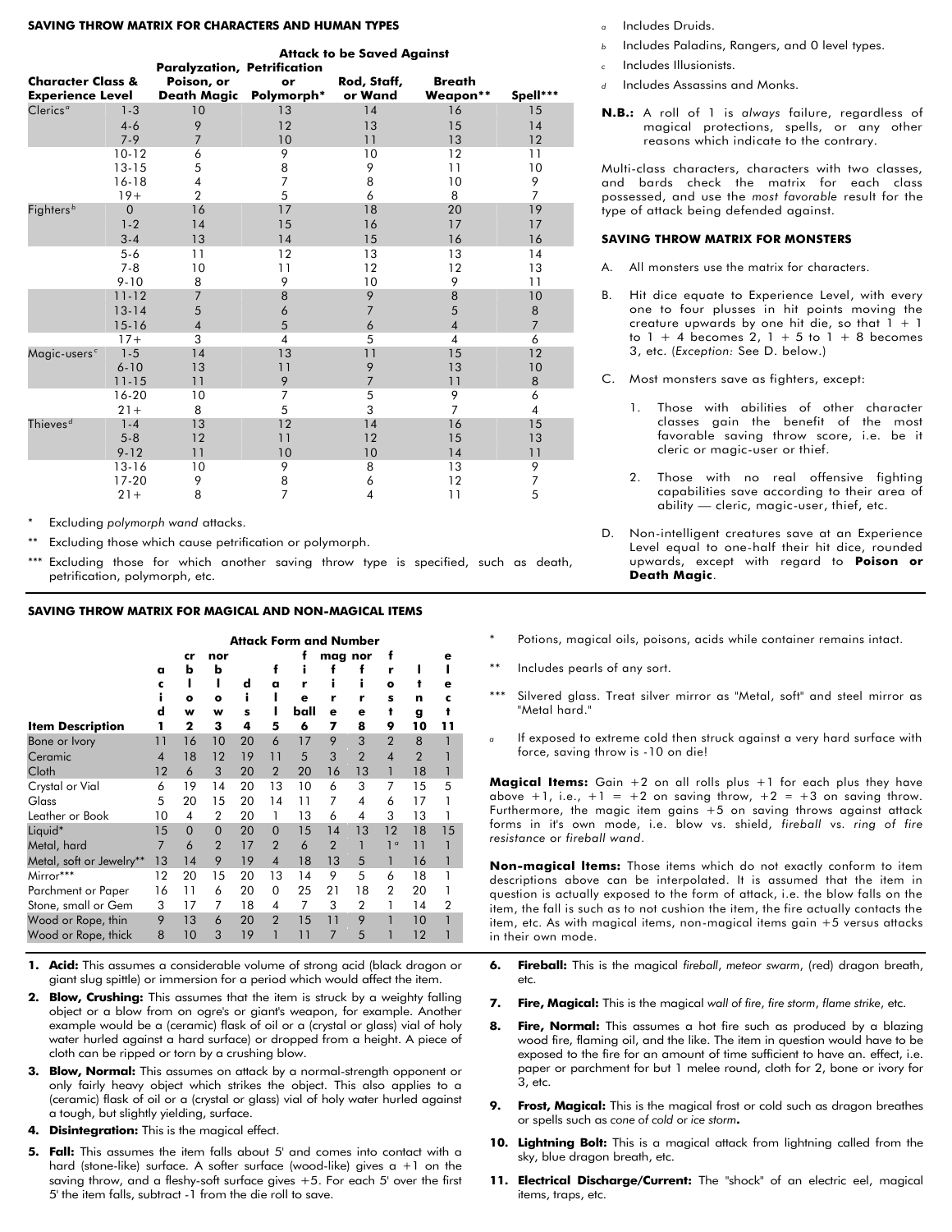## SAVING THROW MATRIX FOR CHARACTERS AND HUMAN TYPES

| Character Class & Experience Level | | Paralyzation, Poison, or Death Magic | Petrification or Polymorph* | Rod, Staff, or Wand | Breath Weapon** | Spell*** |
|---|---|---|---|---|---|---|
| Clerics[a] | 1-3 | 10 | 13 | 14 | 16 | 15 |
| | 4-6 | 9 | 12 | 13 | 15 | 14 |
| | 7-9 | 7 | 10 | 11 | 13 | 12 |
| | 10-12 | 6 | 9 | 10 | 12 | 11 |
| | 13-15 | 5 | 8 | 9 | 11 | 10 |
| | 16-18 | 4 | 7 | 8 | 10 | 9 |
| | 19+ | 2 | 5 | 6 | 8 | 7 |
| Fighters[b] | 0 | 16 | 17 | 18 | 20 | 19 |
| | 1-2 | 14 | 15 | 16 | 17 | 17 |
| | 3-4 | 13 | 14 | 15 | 16 | 16 |
| | 5-6 | 11 | 12 | 13 | 13 | 14 |
| | 7-8 | 10 | 11 | 12 | 12 | 13 |
| | 9-10 | 8 | 9 | 10 | 9 | 11 |
| | 11-12 | 7 | 8 | 9 | 8 | 10 |
| | 13-14 | 5 | 6 | 7 | 5 | 8 |
| | 15-16 | 4 | 5 | 6 | 4 | 7 |
| | 17+ | 3 | 4 | 5 | 4 | 6 |
| Magic-users[c] | 1-5 | 14 | 13 | 11 | 15 | 12 |
| | 6-10 | 13 | 11 | 9 | 13 | 10 |
| | 11-15 | 11 | 9 | 7 | 11 | 8 |
| | 16-20 | 10 | 7 | 5 | 9 | 6 |
| | 21+ | 8 | 5 | 3 | 7 | 4 |
| Thieves[d] | 1-4 | 13 | 12 | 14 | 16 | 15 |
| | 5-8 | 12 | 11 | 12 | 15 | 13 |
| | 9-12 | 11 | 10 | 10 | 14 | 11 |
| | 13-16 | 10 | 9 | 8 | 13 | 9 |
| | 17-20 | 9 | 8 | 6 | 12 | 7 |
| | 21+ | 8 | 7 | 4 | 11 | 5 |

\* Excluding *polymorph wand* attacks.

\*\* Excluding those which cause petrification or polymorph.

\*\*\* Excluding those for which another saving throw type is specified, such as death, petrification, polymorph, etc.

[a] Includes Druids.

[b] Includes Paladins, Rangers, and 0 level types.

[c] Includes Illusionists.

[d] Includes Assassins and Monks.

**N.B.:** A roll of 1 is *always* failure, regardless of magical protections, spells, or any other reasons which indicate to the contrary.

Multi-class characters, characters with two classes, and bards check the matrix for each class possessed, and use the *most favorable* result for the type of attack being defended against.

## SAVING THROW MATRIX FOR MONSTERS

A. All monsters use the matrix for characters.

B. Hit dice equate to Experience Level, with every one to four plusses in hit points moving the creature upwards by one hit die, so that 1 + 1 to 1 + 4 becomes 2, 1 + 5 to 1 + 8 becomes 3, etc. (*Exception:* See D. below.)

C. Most monsters save as fighters, except:

1. Those with abilities of other character classes gain the benefit of the most favorable saving throw score, i.e. be it cleric or magic-user or thief.
2. Those with no real offensive fighting capabilities save according to their area of ability — cleric, magic-user, thief, etc.

D. Non-intelligent creatures save at an Experience Level equal to one-half their hit dice, rounded upwards, except with regard to **Poison or Death Magic**.

## SAVING THROW MATRIX FOR MAGICAL AND NON-MAGICAL ITEMS

| Item Description | acid 1 | crblow 2 | nor blow 3 | dis 4 | fall 5 | fireball 6 | mag fire 7 | nor fire 8 | frost 9 | ltng 10 | elect 11 |
|---|---|---|---|---|---|---|---|---|---|---|---|
| Bone or Ivory | 11 | 16 | 10 | 20 | 6 | 17 | 9 | 3 | 2 | 8 | 1 |
| Ceramic | 4 | 18 | 12 | 19 | 11 | 5 | 3 | 2 | 4 | 2 | 1 |
| Cloth | 12 | 6 | 3 | 20 | 2 | 20 | 16 | 13 | 1 | 18 | 1 |
| Crystal or Vial | 6 | 19 | 14 | 20 | 13 | 10 | 6 | 3 | 7 | 15 | 5 |
| Glass | 5 | 20 | 15 | 20 | 14 | 11 | 7 | 4 | 6 | 17 | 1 |
| Leather or Book | 10 | 4 | 2 | 20 | 1 | 13 | 6 | 4 | 3 | 13 | 1 |
| Liquid* | 15 | 0 | 0 | 20 | 0 | 15 | 14 | 13 | 12 | 18 | 15 |
| Metal, hard | 7 | 6 | 2 | 17 | 2 | 6 | 2 | 1 | 1[a] | 11 | 1 |
| Metal, soft or Jewelry** | 13 | 14 | 9 | 19 | 4 | 18 | 13 | 5 | 1 | 16 | 1 |
| Mirror*** | 12 | 20 | 15 | 20 | 13 | 14 | 9 | 5 | 6 | 18 | 1 |
| Parchment or Paper | 16 | 11 | 6 | 20 | 0 | 25 | 21 | 18 | 2 | 20 | 1 |
| Stone, small or Gem | 3 | 17 | 7 | 18 | 4 | 7 | 3 | 2 | 1 | 14 | 2 |
| Wood or Rope, thin | 9 | 13 | 6 | 20 | 2 | 15 | 11 | 9 | 1 | 10 | 1 |
| Wood or Rope, thick | 8 | 10 | 3 | 19 | 1 | 11 | 7 | 5 | 1 | 12 | 1 |

\* Potions, magical oils, poisons, acids while container remains intact.

\*\* Includes pearls of any sort.

\*\*\* Silvered glass. Treat silver mirror as "Metal, soft" and steel mirror as "Metal hard."

[a] If exposed to extreme cold then struck against a very hard surface with force, saving throw is -10 on die!

**Magical Items:** Gain +2 on all rolls plus +1 for each plus they have above +1, i.e., +1 = +2 on saving throw, +2 = +3 on saving throw. Furthermore, the magic item gains +5 on saving throws against attack forms in it's own mode, i.e. blow vs. shield, *fireball* vs. *ring of fire resistance* or *fireball wand*.

**Non-magical Items:** Those items which do not exactly conform to item descriptions above can be interpolated. It is assumed that the item in question is actually exposed to the form of attack, i.e. the blow falls on the item, the fall is such as to not cushion the item, the fire actually contacts the item, etc. As with magical items, non-magical items gain +5 versus attacks in their own mode.

1. **Acid:** This assumes a considerable volume of strong acid (black dragon or giant slug spittle) or immersion for a period which would affect the item.
2. **Blow, Crushing:** This assumes that the item is struck by a weighty falling object or a blow from an ogre's or giant's weapon, for example. Another example would be a (ceramic) flask of oil or a (crystal or glass) vial of holy water hurled against a hard surface) or dropped from a height. A piece of cloth can be ripped or torn by a crushing blow.
3. **Blow, Normal:** This assumes an attack by a normal-strength opponent or only fairly heavy object which strikes the object. This also applies to a (ceramic) flask of oil or a (crystal or glass) vial of holy water hurled against a tough, but slightly yielding, surface.
4. **Disintegration:** This is the magical effect.
5. **Fall:** This assumes the item falls about 5' and comes into contact with a hard (stone-like) surface. A softer surface (wood-like) gives a +1 on the saving throw, and a fleshy-soft surface gives +5. For each 5' over the first 5' the item falls, subtract -1 from the die roll to save.
6. **Fireball:** This is the magical *fireball*, *meteor swarm*, (red) dragon breath, etc.
7. **Fire, Magical:** This is the magical *wall of fire*, *fire storm*, *flame strike*, etc.
8. **Fire, Normal:** This assumes a hot fire such as produced by a blazing wood fire, flaming oil, and the like. The item in question would have to be exposed to the fire for an amount of time sufficient to have an. effect, i.e. paper or parchment for but 1 melee round, cloth for 2, bone or ivory for 3, etc.
9. **Frost, Magical:** This is the magical frost or cold such as dragon breathes or spells such as *cone of cold* or *ice storm*.
10. **Lightning Bolt:** This is a magical attack from lightning called from the sky, blue dragon breath, etc.
11. **Electrical Discharge/Current:** The "shock" of an electric eel, magical items, traps, etc.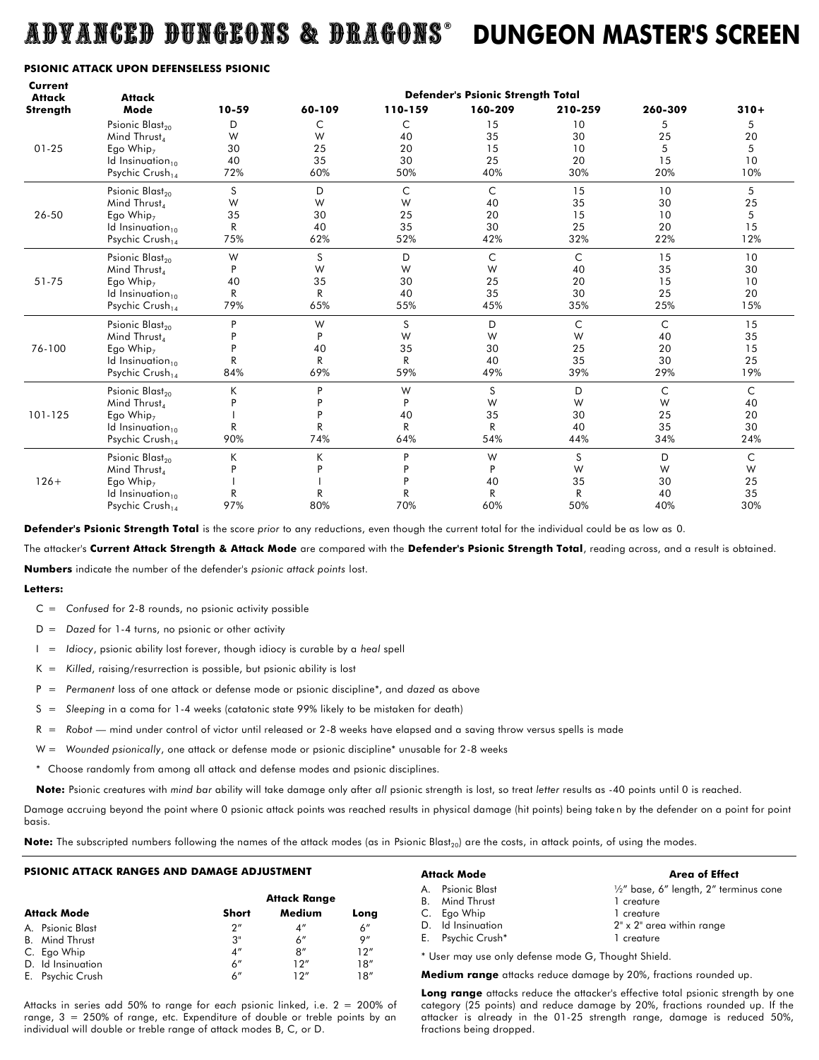# ADVANCED DUNGEONS & DRAGONS® DUNGEON MASTER'S SCREEN

### PSIONIC ATTACK UPON DEFENSELESS PSIONIC

| Current Attack Strength | Attack Mode | Defender's Psionic Strength Total | | | | | | |
|---|---|---|---|---|---|---|---|---|
| | | 10-59 | 60-109 | 110-159 | 160-209 | 210-259 | 260-309 | 310+ |
| 01-25 | Psionic Blast$_{20}$ | D | C | C | 15 | 10 | 5 | 5 |
| | Mind Thrust$_{4}$ | W | W | 40 | 35 | 30 | 25 | 20 |
| | Ego Whip$_{7}$ | 30 | 25 | 20 | 15 | 10 | 5 | 5 |
| | Id Insinuation$_{10}$ | 40 | 35 | 30 | 25 | 20 | 15 | 10 |
| | Psychic Crush$_{14}$ | 72% | 60% | 50% | 40% | 30% | 20% | 10% |
| 26-50 | Psionic Blast$_{20}$ | S | D | C | C | 15 | 10 | 5 |
| | Mind Thrust$_{4}$ | W | W | W | 40 | 35 | 30 | 25 |
| | Ego Whip$_{7}$ | 35 | 30 | 25 | 20 | 15 | 10 | 5 |
| | Id Insinuation$_{10}$ | R | 40 | 35 | 30 | 25 | 20 | 15 |
| | Psychic Crush$_{14}$ | 75% | 62% | 52% | 42% | 32% | 22% | 12% |
| 51-75 | Psionic Blast$_{20}$ | W | S | D | C | C | 15 | 10 |
| | Mind Thrust$_{4}$ | P | W | W | W | 40 | 35 | 30 |
| | Ego Whip$_{7}$ | 40 | 35 | 30 | 25 | 20 | 15 | 10 |
| | Id Insinuation$_{10}$ | R | R | 40 | 35 | 30 | 25 | 20 |
| | Psychic Crush$_{14}$ | 79% | 65% | 55% | 45% | 35% | 25% | 15% |
| 76-100 | Psionic Blast$_{20}$ | P | W | S | D | C | C | 15 |
| | Mind Thrust$_{4}$ | P | P | W | W | W | 40 | 35 |
| | Ego Whip$_{7}$ | P | 40 | 35 | 30 | 25 | 20 | 15 |
| | Id Insinuation$_{10}$ | R | R | R | 40 | 35 | 30 | 25 |
| | Psychic Crush$_{14}$ | 84% | 69% | 59% | 49% | 39% | 29% | 19% |
| 101-125 | Psionic Blast$_{20}$ | K | P | W | S | D | C | C |
| | Mind Thrust$_{4}$ | P | P | P | W | W | W | 40 |
| | Ego Whip$_{7}$ | I | P | 40 | 35 | 30 | 25 | 20 |
| | Id Insinuation$_{10}$ | R | R | R | R | 40 | 35 | 30 |
| | Psychic Crush$_{14}$ | 90% | 74% | 64% | 54% | 44% | 34% | 24% |
| 126+ | Psionic Blast$_{20}$ | K | K | P | W | S | D | C |
| | Mind Thrust$_{4}$ | P | P | P | P | W | W | W |
| | Ego Whip$_{7}$ | I | I | P | 40 | 35 | 30 | 25 |
| | Id Insinuation$_{10}$ | R | R | R | R | R | 40 | 35 |
| | Psychic Crush$_{14}$ | 97% | 80% | 70% | 60% | 50% | 40% | 30% |

**Defender's Psionic Strength Total** is the score *prior* to any reductions, even though the current total for the individual could be as low as 0.

The attacker's **Current Attack Strength & Attack Mode** are compared with the **Defender's Psionic Strength Total**, reading across, and a result is obtained.

**Numbers** indicate the number of the defender's *psionic attack points* lost.

**Letters:**

- C = *Confused* for 2-8 rounds, no psionic activity possible
- D = *Dazed* for 1-4 turns, no psionic or other activity
- I = *Idiocy*, psionic ability lost forever, though idiocy is curable by a *heal* spell
- K = *Killed*, raising/resurrection is possible, but psionic ability is lost
- P = *Permanent* loss of one attack or defense mode or psionic discipline*, and *dazed* as above
- S = *Sleeping* in a coma for 1-4 weeks (catatonic state 99% likely to be mistaken for death)
- R = *Robot* — mind under control of victor until released or 2-8 weeks have elapsed and a saving throw versus spells is made
- W = *Wounded psionically*, one attack or defense mode or psionic discipline* unusable for 2-8 weeks
- \* Choose randomly from among all attack and defense modes and psionic disciplines.

**Note:** Psionic creatures with *mind bar* ability will take damage only after *all* psionic strength is lost, so treat *letter* results as -40 points until 0 is reached.

Damage accruing beyond the point where 0 psionic attack points was reached results in physical damage (hit points) being taken by the defender on a point for point basis.

**Note:** The subscripted numbers following the names of the attack modes (as in Psionic Blast$_{20}$) are the costs, in attack points, of using the modes.

### PSIONIC ATTACK RANGES AND DAMAGE ADJUSTMENT

| Attack Mode | Attack Range | | |
|---|---|---|---|
| | Short | Medium | Long |
| A. Psionic Blast | 2″ | 4″ | 6″ |
| B. Mind Thrust | 3″ | 6″ | 9″ |
| C. Ego Whip | 4″ | 8″ | 12″ |
| D. Id Insinuation | 6″ | 12″ | 18″ |
| E. Psychic Crush | 6″ | 12″ | 18″ |

Attacks in series add 50% to range for *each* psionic linked, i.e. 2 = 200% of range, 3 = 250% of range, etc. Expenditure of double or treble points by an individual will double or treble range of attack modes B, C, or D.

| Attack Mode | Area of Effect |
|---|---|
| A. Psionic Blast | ½″ base, 6″ length, 2″ terminus cone |
| B. Mind Thrust | 1 creature |
| C. Ego Whip | 1 creature |
| D. Id Insinuation | 2″ x 2″ area within range |
| E. Psychic Crush* | 1 creature |

\* User may use only defense mode G, Thought Shield.

**Medium range** attacks reduce damage by 20%, fractions rounded up.

**Long range** attacks reduce the attacker's effective total psionic strength by one category (25 points) and reduce damage by 20%, fractions rounded up. If the attacker is already in the 01-25 strength range, damage is reduced 50%, fractions being dropped.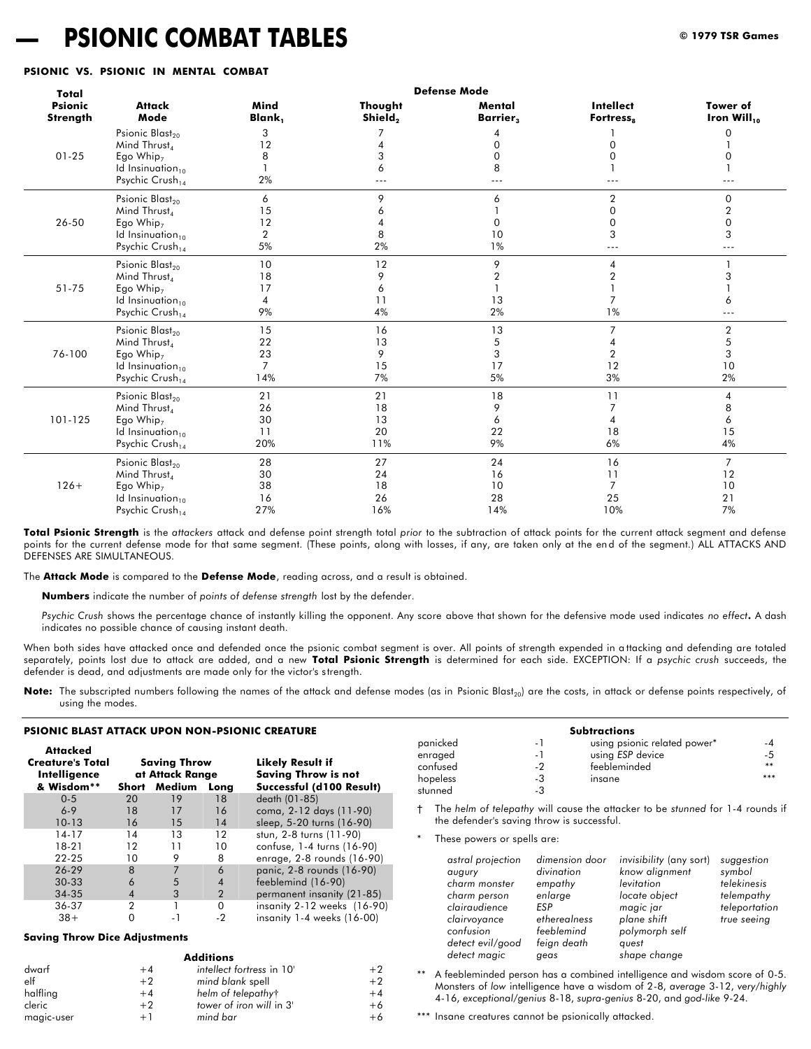# PSIONIC COMBAT TABLES

## PSIONIC VS. PSIONIC IN MENTAL COMBAT

| Total Psionic Strength | Attack Mode | Defense Mode: Mind Blank$_1$ | Thought Shield$_2$ | Mental Barrier$_3$ | Intellect Fortress$_8$ | Tower of Iron Will$_{10}$ |
|---|---|---|---|---|---|---|
| 01-25 | Psionic Blast$_{20}$ | 3 | 7 | 4 | 1 | 0 |
| | Mind Thrust$_4$ | 12 | 4 | 0 | 0 | 1 |
| | Ego Whip$_7$ | 8 | 3 | 0 | 0 | 0 |
| | Id Insinuation$_{10}$ | 1 | 6 | 8 | 1 | 1 |
| | Psychic Crush$_{14}$ | 2% | --- | --- | --- | --- |
| 26-50 | Psionic Blast$_{20}$ | 6 | 9 | 6 | 2 | 0 |
| | Mind Thrust$_4$ | 15 | 6 | 1 | 0 | 2 |
| | Ego Whip$_7$ | 12 | 4 | 0 | 0 | 0 |
| | Id Insinuation$_{10}$ | 2 | 8 | 10 | 3 | 3 |
| | Psychic Crush$_{14}$ | 5% | 2% | 1% | --- | --- |
| 51-75 | Psionic Blast$_{20}$ | 10 | 12 | 9 | 4 | 1 |
| | Mind Thrust$_4$ | 18 | 9 | 2 | 2 | 3 |
| | Ego Whip$_7$ | 17 | 6 | 1 | 1 | 1 |
| | Id Insinuation$_{10}$ | 4 | 11 | 13 | 7 | 6 |
| | Psychic Crush$_{14}$ | 9% | 4% | 2% | 1% | --- |
| 76-100 | Psionic Blast$_{20}$ | 15 | 16 | 13 | 7 | 2 |
| | Mind Thrust$_4$ | 22 | 13 | 5 | 4 | 5 |
| | Ego Whip$_7$ | 23 | 9 | 3 | 2 | 3 |
| | Id Insinuation$_{10}$ | 7 | 15 | 17 | 12 | 10 |
| | Psychic Crush$_{14}$ | 14% | 7% | 5% | 3% | 2% |
| 101-125 | Psionic Blast$_{20}$ | 21 | 21 | 18 | 11 | 4 |
| | Mind Thrust$_4$ | 26 | 18 | 9 | 7 | 8 |
| | Ego Whip$_7$ | 30 | 13 | 6 | 4 | 6 |
| | Id Insinuation$_{10}$ | 11 | 20 | 22 | 18 | 15 |
| | Psychic Crush$_{14}$ | 20% | 11% | 9% | 6% | 4% |
| 126+ | Psionic Blast$_{20}$ | 28 | 27 | 24 | 16 | 7 |
| | Mind Thrust$_4$ | 30 | 24 | 16 | 11 | 12 |
| | Ego Whip$_7$ | 38 | 18 | 10 | 7 | 10 |
| | Id Insinuation$_{10}$ | 16 | 26 | 28 | 25 | 21 |
| | Psychic Crush$_{14}$ | 27% | 16% | 14% | 10% | 7% |

**Total Psionic Strength** is the *attackers* attack and defense point strength total *prior* to the subtraction of attack points for the current attack segment and defense points for the current defense mode for that same segment. (These points, along with losses, if any, are taken only at the end of the segment.) ALL ATTACKS AND DEFENSES ARE SIMULTANEOUS.

The **Attack Mode** is compared to the **Defense Mode**, reading across, and a result is obtained.

**Numbers** indicate the number of *points of defense strength* lost by the defender.

*Psychic Crush* shows the percentage chance of instantly killing the opponent. Any score above that shown for the defensive mode used indicates *no effect*. A dash indicates no possible chance of causing instant death.

When both sides have attacked once and defended once the psionic combat segment is over. All points of strength expended in attacking and defending are totaled separately, points lost due to attack are added, and a new **Total Psionic Strength** is determined for each side. EXCEPTION: If a *psychic crush* succeeds, the defender is dead, and adjustments are made only for the victor's strength.

**Note:** The subscripted numbers following the names of the attack and defense modes (as in Psionic Blast$_{20}$) are the costs, in attack or defense points respectively, of using the modes.

## PSIONIC BLAST ATTACK UPON NON-PSIONIC CREATURE

| Attacked Creature's Total Intelligence & Wisdom** | Saving Throw at Attack Range: Short | Medium | Long | Likely Result if Saving Throw is not Successful (d100 Result) |
|---|---|---|---|---|
| 0-5 | 20 | 19 | 18 | death (01-85) |
| 6-9 | 18 | 17 | 16 | coma, 2-12 days (11-90) |
| 10-13 | 16 | 15 | 14 | sleep, 5-20 turns (16-90) |
| 14-17 | 14 | 13 | 12 | stun, 2-8 turns (11-90) |
| 18-21 | 12 | 11 | 10 | confuse, 1-4 turns (16-90) |
| 22-25 | 10 | 9 | 8 | enrage, 2-8 rounds (16-90) |
| 26-29 | 8 | 7 | 6 | panic, 2-8 rounds (16-90) |
| 30-33 | 6 | 5 | 4 | feeblemind (16-90) |
| 34-35 | 4 | 3 | 2 | permanent insanity (21-85) |
| 36-37 | 2 | 1 | 0 | insanity 2-12 weeks (16-90) |
| 38+ | 0 | -1 | -2 | insanity 1-4 weeks (16-00) |

### Saving Throw Dice Adjustments

**Additions**

| | | | |
|---|---|---|---|
| dwarf | +4 | *intellect fortress* in 10' | +2 |
| elf | +2 | *mind blank* spell | +2 |
| halfling | +4 | *helm of telepathy*† | +4 |
| cleric | +2 | *tower of iron will* in 3' | +6 |
| magic-user | +1 | *mind bar* | +6 |

**Subtractions**

| | | | |
|---|---|---|---|
| panicked | -1 | using psionic related power* | -4 |
| enraged | -1 | using *ESP* device | -5 |
| confused | -2 | feebleminded | ** |
| hopeless | -3 | insane | *** |
| stunned | -3 | | |

† The *helm of telepathy* will cause the attacker to be *stunned* for 1-4 rounds if the defender's saving throw is successful.

\* These powers or spells are:

*astral projection, augury, charm monster, charm person, clairaudience, clairvoyance, confusion, detect evil/good, detect magic, dimension door, divination, empathy, enlarge, ESP, etherealness, feeblemind, feign death, geas, invisibility* (any sort)*, know alignment, levitation, locate object, magic jar, plane shift, polymorph self, quest, shape change, suggestion, symbol, telekinesis, telempathy, teleportation, true seeing*

** A feebleminded person has a combined intelligence and wisdom score of 0-5. Monsters of *low* intelligence have a wisdom of 2-8, *average* 3-12, *very/highly* 4-16, *exceptional/genius* 8-18, *supra-genius* 8-20, and *god-like* 9-24.

*** Insane creatures cannot be psionically attacked.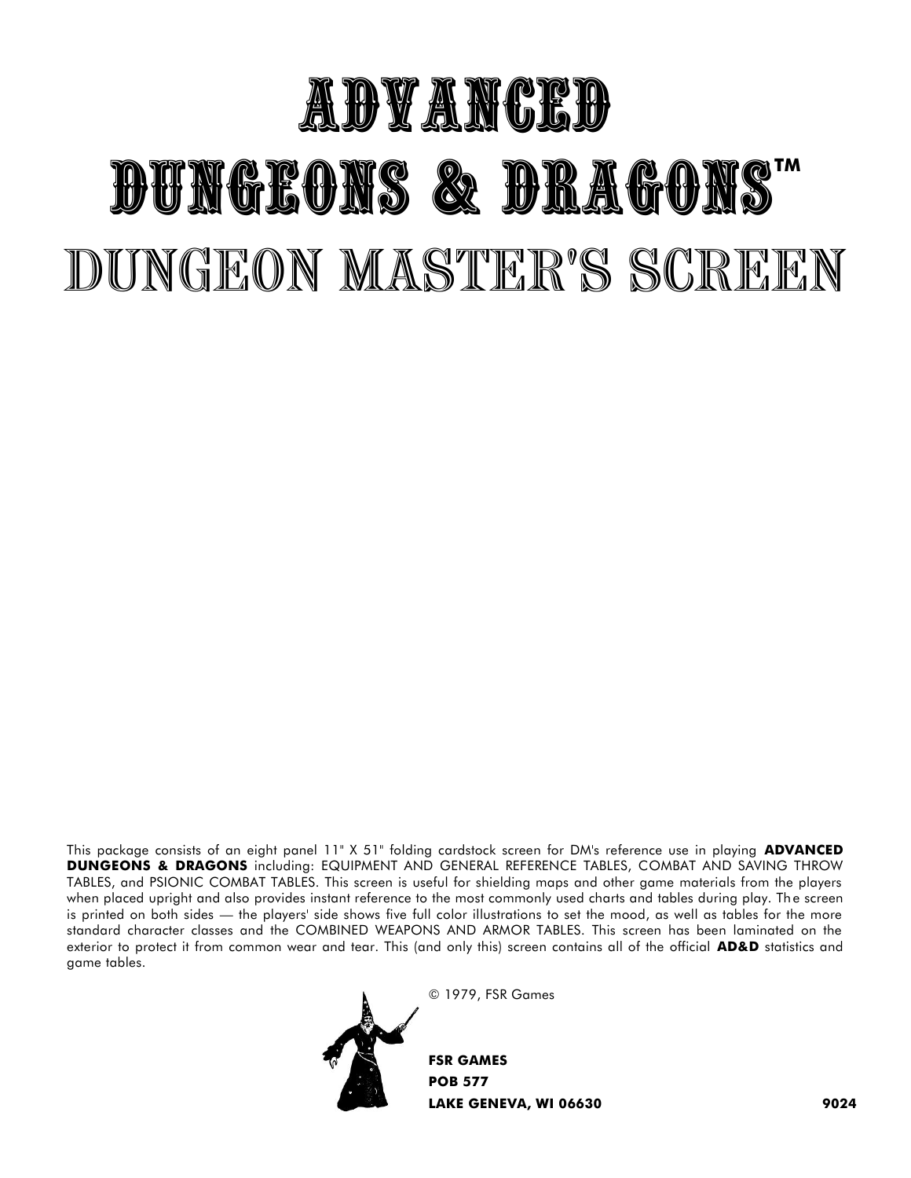# ADVANCED DUNGEONS & DRAGONS™

# DUNGEON MASTER'S SCREEN

This package consists of an eight panel 11" X 51" folding cardstock screen for DM's reference use in playing **ADVANCED DUNGEONS & DRAGONS** including: EQUIPMENT AND GENERAL REFERENCE TABLES, COMBAT AND SAVING THROW TABLES, and PSIONIC COMBAT TABLES. This screen is useful for shielding maps and other game materials from the players when placed upright and also provides instant reference to the most commonly used charts and tables during play. The screen is printed on both sides — the players' side shows five full color illustrations to set the mood, as well as tables for the more standard character classes and the COMBINED WEAPONS AND ARMOR TABLES. This screen has been laminated on the exterior to protect it from common wear and tear. This (and only this) screen contains all of the official **AD&D** statistics and game tables.

© 1979, FSR Games

**FSR GAMES**
**POB 577**
**LAKE GENEVA, WI 06630**

**9024**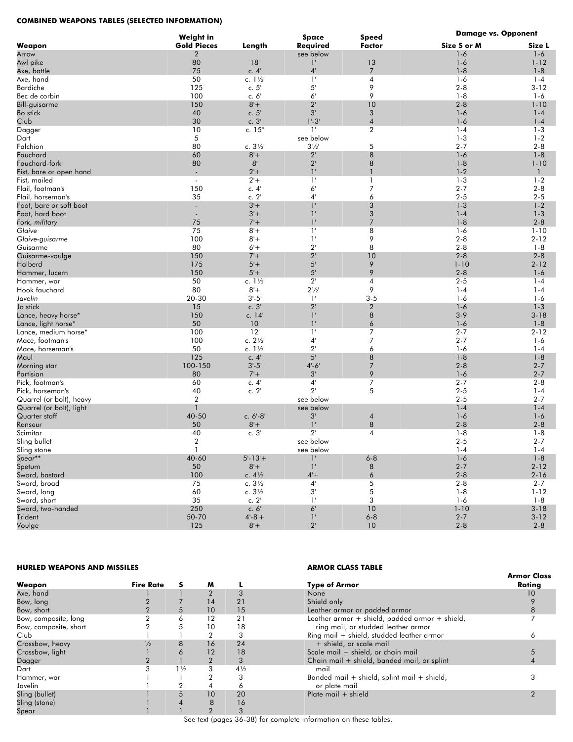**COMBINED WEAPONS TABLES (SELECTED INFORMATION)**

| Weapon | Weight in Gold Pieces | Length | Space Required | Speed Factor | Damage vs. Opponent Size S or M | Size L |
|---|---|---|---|---|---|---|
| Arrow | 2 | | see below | | 1-6 | 1-6 |
| Awl pike | 80 | 18' | 1' | 13 | 1-6 | 1-12 |
| Axe, battle | 75 | c. 4' | 4' | 7 | 1-8 | 1-8 |
| Axe, hand | 50 | c. 1½' | 1' | 4 | 1-6 | 1-4 |
| Bardiche | 125 | c. 5' | 5' | 9 | 2-8 | 3-12 |
| Bec de corbin | 100 | c. 6' | 6' | 9 | 1-8 | 1-6 |
| Bill-guisarme | 150 | 8'+ | 2' | 10 | 2-8 | 1-10 |
| Bo stick | 40 | c. 5' | 3' | 3 | 1-6 | 1-4 |
| Club | 30 | c. 3' | 1'-3' | 4 | 1-6 | 1-4 |
| Dagger | 10 | c. 15" | 1' | 2 | 1-4 | 1-3 |
| Dart | 5 | | see below | | 1-3 | 1-2 |
| Falchion | 80 | c. 3½' | 3½' | 5 | 2-7 | 2-8 |
| Fauchard | 60 | 8'+ | 2' | 8 | 1-6 | 1-8 |
| Fauchard-fork | 80 | 8' | 2' | 8 | 1-8 | 1-10 |
| Fist, bare or open hand | - | 2'+ | 1' | 1 | 1-2 | 1 |
| Fist, mailed | - | 2'+ | 1' | 1 | 1-3 | 1-2 |
| Flail, footman's | 150 | c. 4' | 6' | 7 | 2-7 | 2-8 |
| Flail, horseman's | 35 | c. 2' | 4' | 6 | 2-5 | 2-5 |
| Foot, bare or soft boot | - | 3'+ | 1' | 3 | 1-3 | 1-2 |
| Foot, hard boot | - | 3'+ | 1' | 3 | 1-4 | 1-3 |
| *Fork, military* | 75 | 7'+ | 1' | 7 | 1-8 | 2-8 |
| *Glaive* | 75 | 8'+ | 1' | 8 | 1-6 | 1-10 |
| *Glaive-guisarme* | 100 | 8'+ | 1' | 9 | 2-8 | 2-12 |
| Guisarme | 80 | 6'+ | 2' | 8 | 2-8 | 1-8 |
| Guisarme-voulge | 150 | 7'+ | 2' | 10 | 2-8 | 2-8 |
| Halberd | 175 | 5'+ | 5' | 9 | 1-10 | 2-12 |
| Hammer, lucern | 150 | 5'+ | 5' | 9 | 2-8 | 1-6 |
| Hammer, war | 50 | c. 1½' | 2' | 4 | 2-5 | 1-4 |
| Hook fauchard | 80 | 8'+ | 2½' | 9 | 1-4 | 1-4 |
| *Javelin* | 20-30 | 3'-5' | 1' | 3-5 | 1-6 | 1-6 |
| Jo stick | 15 | c. 3' | 2' | 2 | 1-6 | 1-3 |
| Lance, heavy horse* | 150 | c. 14' | 1' | 8 | 3-9 | 3-18 |
| Lance, light horse* | 50 | 10' | 1' | 6 | 1-6 | 1-8 |
| Lance, medium horse* | 100 | 12' | 1' | 7 | 2-7 | 2-12 |
| Mace, footman's | 100 | c. 2½' | 4' | 7 | 2-7 | 1-6 |
| Mace, horseman's | 50 | c. 1½' | 2' | 6 | 1-6 | 1-4 |
| Maul | 125 | c. 4' | 5' | 8 | 1-8 | 1-8 |
| Morning star | 100-150 | 3'-5' | 4'-6' | 7 | 2-8 | 2-7 |
| Partisian | 80 | 7'+ | 3' | 9 | 1-6 | 2-7 |
| Pick, footman's | 60 | c. 4' | 4' | 7 | 2-7 | 2-8 |
| Pick, horseman's | 40 | c. 2' | 2' | 5 | 2-5 | 1-4 |
| Quarrel (or bolt), heavy | 2 | | see below | | 2-5 | 2-7 |
| Quarrel (or bolt), light | 1 | | see below | | 1-4 | 1-4 |
| Quarter staff | 40-50 | c. 6'-8' | 3' | 4 | 1-6 | 1-6 |
| Ranseur | 50 | 8'+ | 1' | 8 | 2-8 | 2-8 |
| Scimitar | 40 | c. 3' | 2' | 4 | 1-8 | 1-8 |
| Sling bullet | 2 | | see below | | 2-5 | 2-7 |
| Sling stone | 1 | | see below | | 1-4 | 1-4 |
| *Spear*** | 40-60 | 5'-13'+ | 1' | 6-8 | 1-6 | 1-8 |
| Spetum | 50 | 8'+ | 1' | 8 | 2-7 | 2-12 |
| Sword, bastard | 100 | c. 4½' | 4'+ | 6 | 2-8 | 2-16 |
| Sword, broad | 75 | c. 3½' | 4' | 5 | 2-8 | 2-7 |
| Sword, long | 60 | c. 3½' | 3' | 5 | 1-8 | 1-12 |
| Sword, short | 35 | c. 2' | 1' | 3 | 1-6 | 1-8 |
| Sword, two-handed | 250 | c. 6' | 6' | 10 | 1-10 | 3-18 |
| Trident | 50-70 | 4'-8'+ | 1' | 6-8 | 2-7 | 3-12 |
| Voulge | 125 | 8'+ | 2' | 10 | 2-8 | 2-8 |

**HURLED WEAPONS AND MISSILES**

| Weapon | Fire Rate | S | M | L |
|---|---|---|---|---|
| Axe, hand | 1 | 1 | 2 | 3 |
| Bow, long | 2 | 7 | 14 | 21 |
| Bow, short | 2 | 5 | 10 | 15 |
| Bow, composite, long | 2 | 6 | 12 | 21 |
| Bow, composite, short | 2 | 5 | 10 | 18 |
| Club | 1 | 1 | 2 | 3 |
| Crossbow, heavy | ½ | 8 | 16 | 24 |
| Crossbow, light | 1 | 6 | 12 | 18 |
| Dagger | 2 | 1 | 2 | 3 |
| Dart | 3 | 1½ | 3 | 4½ |
| Hammer, war | 1 | 1 | 2 | 3 |
| Javelin | 1 | 2 | 4 | 6 |
| Sling (bullet) | 1 | 5 | 10 | 20 |
| Sling (stone) | 1 | 4 | 8 | 16 |
| Spear | 1 | 1 | 2 | 3 |

**ARMOR CLASS TABLE**

| Type of Armor | Armor Class Rating |
|---|---|
| None | 10 |
| Shield only | 9 |
| Leather armor or padded armor | 8 |
| Leather armor + shield, padded armor + shield, ring mail, or studded leather armor | 7 |
| Ring mail + shield, studded leather armor + shield, or scale mail | 6 |
| Scale mail + shield, or chain mail | 5 |
| Chain mail + shield, banded mail, or splint mail | 4 |
| Banded mail + shield, splint mail + shield, or plate mail | 3 |
| Plate mail + shield | 2 |

See text (pages 36-38) for complete information on these tables.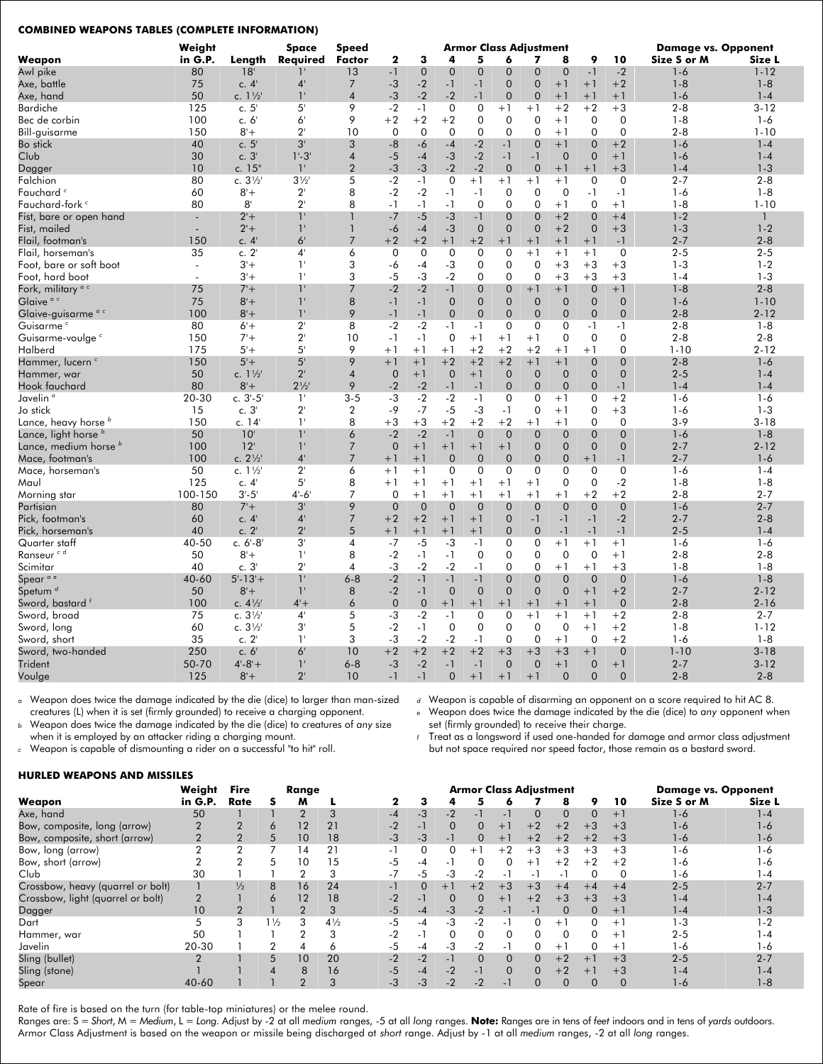### COMBINED WEAPONS TABLES (COMPLETE INFORMATION)

| Weapon | Weight in G.P. | Length | Space Required | Speed Factor | Armor Class Adjustment 2 | 3 | 4 | 5 | 6 | 7 | 8 | 9 | 10 | Damage vs. Opponent Size S or M | Size L |
|---|---|---|---|---|---|---|---|---|---|---|---|---|---|---|---|
| Awl pike | 80 | 18' | 1' | 13 | -1 | 0 | 0 | 0 | 0 | 0 | 0 | -1 | -2 | 1-6 | 1-12 |
| Axe, battle | 75 | c. 4' | 4' | 7 | -3 | -2 | -1 | -1 | 0 | 0 | +1 | +1 | +2 | 1-8 | 1-8 |
| Axe, hand | 50 | c. 1½' | 1' | 4 | -3 | -2 | -2 | -1 | 0 | 0 | +1 | +1 | +1 | 1-6 | 1-4 |
| Bardiche | 125 | c. 5' | 5' | 9 | -2 | -1 | 0 | 0 | +1 | +1 | +2 | +2 | +3 | 2-8 | 3-12 |
| Bec de corbin | 100 | c. 6' | 6' | 9 | +2 | +2 | +2 | 0 | 0 | 0 | +1 | 0 | 0 | 1-8 | 1-6 |
| Bill-guisarme | 150 | 8'+ | 2' | 10 | 0 | 0 | 0 | 0 | 0 | 0 | +1 | 0 | 0 | 2-8 | 1-10 |
| Bo stick | 40 | c. 5' | 3' | 3 | -8 | -6 | -4 | -2 | -1 | 0 | +1 | 0 | +2 | 1-6 | 1-4 |
| Club | 30 | c. 3' | 1'-3' | 4 | -5 | -4 | -3 | -2 | -1 | -1 | 0 | 0 | +1 | 1-6 | 1-4 |
| Dagger | 10 | c. 15" | 1' | 2 | -3 | -3 | -2 | -2 | 0 | 0 | +1 | +1 | +3 | 1-4 | 1-3 |
| Falchion | 80 | c. 3½' | 3½' | 5 | -2 | -1 | 0 | +1 | +1 | +1 | +1 | 0 | 0 | 2-7 | 2-8 |
| Fauchard [c] | 60 | 8'+ | 2' | 8 | -2 | -2 | -1 | -1 | 0 | 0 | 0 | -1 | -1 | 1-6 | 1-8 |
| Fauchard-fork [c] | 80 | 8' | 2' | 8 | -1 | -1 | -1 | 0 | 0 | 0 | +1 | 0 | +1 | 1-8 | 1-10 |
| Fist, bare or open hand | - | 2'+ | 1' | 1 | -7 | -5 | -3 | -1 | 0 | 0 | +2 | 0 | +4 | 1-2 | 1 |
| Fist, mailed | - | 2'+ | 1' | 1 | -6 | -4 | -3 | 0 | 0 | 0 | +2 | 0 | +3 | 1-3 | 1-2 |
| Flail, footman's | 150 | c. 4' | 6' | 7 | +2 | +2 | +1 | +2 | +1 | +1 | +1 | +1 | -1 | 2-7 | 2-8 |
| Flail, horseman's | 35 | c. 2' | 4' | 6 | 0 | 0 | 0 | 0 | 0 | +1 | +1 | +1 | 0 | 2-5 | 2-5 |
| Foot, bare or soft boot | - | 3'+ | 1' | 3 | -6 | -4 | -3 | 0 | 0 | 0 | +3 | +3 | +3 | 1-3 | 1-2 |
| Foot, hard boot | - | 3'+ | 1' | 3 | -5 | -3 | -2 | 0 | 0 | 0 | +3 | +3 | +3 | 1-4 | 1-3 |
| Fork, military [a c] | 75 | 7'+ | 1' | 7 | -2 | -2 | -1 | 0 | 0 | +1 | +1 | 0 | +1 | 1-8 | 2-8 |
| Glaive [a c] | 75 | 8'+ | 1' | 8 | -1 | -1 | 0 | 0 | 0 | 0 | 0 | 0 | 0 | 1-6 | 1-10 |
| Glaive-guisarme [a c] | 100 | 8'+ | 1' | 9 | -1 | -1 | 0 | 0 | 0 | 0 | 0 | 0 | 0 | 2-8 | 2-12 |
| Guisarme [c] | 80 | 6'+ | 2' | 8 | -2 | -2 | -1 | -1 | 0 | 0 | 0 | -1 | -1 | 2-8 | 1-8 |
| Guisarme-voulge [c] | 150 | 7'+ | 2' | 10 | -1 | -1 | 0 | +1 | +1 | +1 | 0 | 0 | 0 | 2-8 | 2-8 |
| Halberd | 175 | 5'+ | 5' | 9 | +1 | +1 | +1 | +2 | +2 | +2 | +1 | +1 | 0 | 1-10 | 2-12 |
| Hammer, lucern [c] | 150 | 5'+ | 5' | 9 | +1 | +1 | +2 | +2 | +2 | +1 | +1 | 0 | 0 | 2-8 | 1-6 |
| Hammer, war | 50 | c. 1½' | 2' | 4 | 0 | +1 | 0 | +1 | 0 | 0 | 0 | 0 | 0 | 2-5 | 1-4 |
| Hook fauchard | 80 | 8'+ | 2½' | 9 | -2 | -2 | -1 | -1 | 0 | 0 | 0 | 0 | -1 | 1-4 | 1-4 |
| Javelin [a] | 20-30 | c. 3'-5' | 1' | 3-5 | -3 | -2 | -2 | -1 | 0 | 0 | +1 | 0 | +2 | 1-6 | 1-6 |
| Jo stick | 15 | c. 3' | 2' | 2 | -9 | -7 | -5 | -3 | -1 | 0 | +1 | 0 | +3 | 1-6 | 1-3 |
| Lance, heavy horse [b] | 150 | c. 14' | 1' | 8 | +3 | +3 | +2 | +2 | +2 | +1 | +1 | 0 | 0 | 3-9 | 3-18 |
| Lance, light horse [b] | 50 | 10' | 1' | 6 | -2 | -2 | -1 | 0 | 0 | 0 | 0 | 0 | 0 | 1-6 | 1-8 |
| Lance, medium horse [b] | 100 | 12' | 1' | 7 | 0 | +1 | +1 | +1 | +1 | 0 | 0 | 0 | 0 | 2-7 | 2-12 |
| Mace, footman's | 100 | c. 2½' | 4' | 7 | +1 | +1 | 0 | 0 | 0 | 0 | 0 | +1 | -1 | 2-7 | 1-6 |
| Mace, horseman's | 50 | c. 1½' | 2' | 6 | +1 | +1 | 0 | 0 | 0 | 0 | 0 | 0 | 0 | 1-6 | 1-4 |
| Maul | 125 | c. 4' | 5' | 8 | +1 | +1 | +1 | +1 | +1 | +1 | 0 | 0 | -2 | 1-8 | 1-8 |
| Morning star | 100-150 | 3'-5' | 4'-6' | 7 | 0 | +1 | +1 | +1 | +1 | +1 | +1 | +2 | +2 | 2-8 | 2-7 |
| Partisian | 80 | 7'+ | 3' | 9 | 0 | 0 | 0 | 0 | 0 | 0 | 0 | 0 | 0 | 1-6 | 2-7 |
| Pick, footman's | 60 | c. 4' | 4' | 7 | +2 | +2 | +1 | +1 | 0 | -1 | -1 | -1 | -2 | 2-7 | 2-8 |
| Pick, horseman's | 40 | c. 2' | 2' | 5 | +1 | +1 | +1 | +1 | 0 | 0 | -1 | -1 | -1 | 2-5 | 1-4 |
| Quarter staff | 40-50 | c. 6'-8' | 3' | 4 | -7 | -5 | -3 | -1 | 0 | 0 | +1 | +1 | +1 | 1-6 | 1-6 |
| Ranseur [c d] | 50 | 8'+ | 1' | 8 | -2 | -1 | -1 | 0 | 0 | 0 | 0 | 0 | +1 | 2-8 | 2-8 |
| Scimitar | 40 | c. 3' | 2' | 4 | -3 | -2 | -2 | -1 | 0 | 0 | +1 | +1 | +3 | 1-8 | 1-8 |
| Spear [a e] | 40-60 | 5'-13'+ | 1' | 6-8 | -2 | -1 | -1 | -1 | 0 | 0 | 0 | 0 | 0 | 1-6 | 1-8 |
| Spetum [d] | 50 | 8'+ | 1' | 8 | -2 | -1 | 0 | 0 | 0 | 0 | 0 | +1 | +2 | 2-7 | 2-12 |
| Sword, bastard [f] | 100 | c. 4½' | 4'+ | 6 | 0 | 0 | +1 | +1 | +1 | +1 | +1 | +1 | 0 | 2-8 | 2-16 |
| Sword, broad | 75 | c. 3½' | 4' | 5 | -3 | -2 | -1 | 0 | 0 | +1 | +1 | +1 | +2 | 2-8 | 2-7 |
| Sword, long | 60 | c. 3½' | 3' | 5 | -2 | -1 | 0 | 0 | 0 | 0 | 0 | +1 | +2 | 1-8 | 1-12 |
| Sword, short | 35 | c. 2' | 1' | 3 | -3 | -2 | -2 | -1 | 0 | 0 | +1 | 0 | +2 | 1-6 | 1-8 |
| Sword, two-handed | 250 | c. 6' | 6' | 10 | +2 | +2 | +2 | +2 | +3 | +3 | +3 | +1 | 0 | 1-10 | 3-18 |
| Trident | 50-70 | 4'-8'+ | 1' | 6-8 | -3 | -2 | -1 | -1 | 0 | 0 | +1 | 0 | +1 | 2-7 | 3-12 |
| Voulge | 125 | 8'+ | 2' | 10 | -1 | -1 | 0 | +1 | +1 | +1 | 0 | 0 | 0 | 2-8 | 2-8 |

[a] Weapon does twice the damage indicated by the die (dice) to larger than man-sized creatures (L) when it is set (firmly grounded) to receive a charging opponent.

[b] Weapon does twice the damage indicated by the die (dice) to creatures of *any* size when it is employed by an attacker riding a charging mount.

[c] Weapon is capable of dismounting a rider on a successful "to hit" roll.

[d] Weapon is capable of disarming an opponent on a score required to hit AC 8.

[e] Weapon does twice the damage indicated by the die (dice) to *any* opponent when set (firmly grounded) to receive their charge.

[f] Treat as a longsword if used one-handed for damage and armor class adjustment but not space required nor speed factor, those remain as a bastard sword.

### HURLED WEAPONS AND MISSILES

| Weapon | Weight in G.P. | Fire Rate | Range S | M | L | Armor Class Adjustment 2 | 3 | 4 | 5 | 6 | 7 | 8 | 9 | 10 | Damage vs. Opponent Size S or M | Size L |
|---|---|---|---|---|---|---|---|---|---|---|---|---|---|---|---|---|
| Axe, hand | 50 | 1 | 1 | 2 | 3 | -4 | -3 | -2 | -1 | -1 | 0 | 0 | 0 | +1 | 1-6 | 1-4 |
| Bow, composite, long (arrow) | 2 | 2 | 6 | 12 | 21 | -2 | -1 | 0 | 0 | +1 | +2 | +2 | +3 | +3 | 1-6 | 1-6 |
| Bow, composite, short (arrow) | 2 | 2 | 5 | 10 | 18 | -3 | -3 | -1 | 0 | +1 | +2 | +2 | +2 | +3 | 1-6 | 1-6 |
| Bow, long (arrow) | 2 | 2 | 7 | 14 | 21 | -1 | 0 | 0 | +1 | +2 | +3 | +3 | +3 | +3 | 1-6 | 1-6 |
| Bow, short (arrow) | 2 | 2 | 5 | 10 | 15 | -5 | -4 | -1 | 0 | 0 | +1 | +2 | +2 | +2 | 1-6 | 1-6 |
| Club | 30 | 1 | 1 | 2 | 3 | -7 | -5 | -3 | -2 | -1 | -1 | -1 | 0 | 0 | 1-6 | 1-4 |
| Crossbow, heavy (quarrel or bolt) | 1 | ½ | 8 | 16 | 24 | -1 | 0 | +1 | +2 | +3 | +3 | +4 | +4 | +4 | 2-5 | 2-7 |
| Crossbow, light (quarrel or bolt) | 2 | 1 | 6 | 12 | 18 | -2 | -1 | 0 | 0 | +1 | +2 | +3 | +3 | +3 | 1-4 | 1-4 |
| Dagger | 10 | 2 | 1 | 2 | 3 | -5 | -4 | -3 | -2 | -1 | -1 | 0 | 0 | +1 | 1-4 | 1-3 |
| Dart | 5 | 3 | 1½ | 3 | 4½ | -5 | -4 | -3 | -2 | -1 | 0 | +1 | 0 | +1 | 1-3 | 1-2 |
| Hammer, war | 50 | 1 | 1 | 2 | 3 | -2 | -1 | 0 | 0 | 0 | 0 | 0 | 0 | +1 | 2-5 | 1-4 |
| Javelin | 20-30 | 1 | 2 | 4 | 6 | -5 | -4 | -3 | -2 | -1 | 0 | +1 | 0 | +1 | 1-6 | 1-6 |
| Sling (bullet) | 2 | 1 | 5 | 10 | 20 | -2 | -2 | -1 | 0 | 0 | 0 | +2 | +1 | +3 | 2-5 | 2-7 |
| Sling (stone) | 1 | 1 | 4 | 8 | 16 | -5 | -4 | -2 | -1 | 0 | 0 | +2 | +1 | +3 | 1-4 | 1-4 |
| Spear | 40-60 | 1 | 1 | 2 | 3 | -3 | -3 | -2 | -2 | -1 | 0 | 0 | 0 | 0 | 1-6 | 1-8 |

Rate of fire is based on the turn (for table-top miniatures) or the melee round.

Ranges are: S = *Short*, M = *Medium*, L = *Long*. Adjust by -2 at all *medium* ranges, -5 at all *long* ranges. **Note:** Ranges are in tens of *feet* indoors and in tens of *yards* outdoors. Armor Class Adjustment is based on the weapon or missile being discharged at *short* range. Adjust by -1 at all *medium* ranges, -2 at all *long* ranges.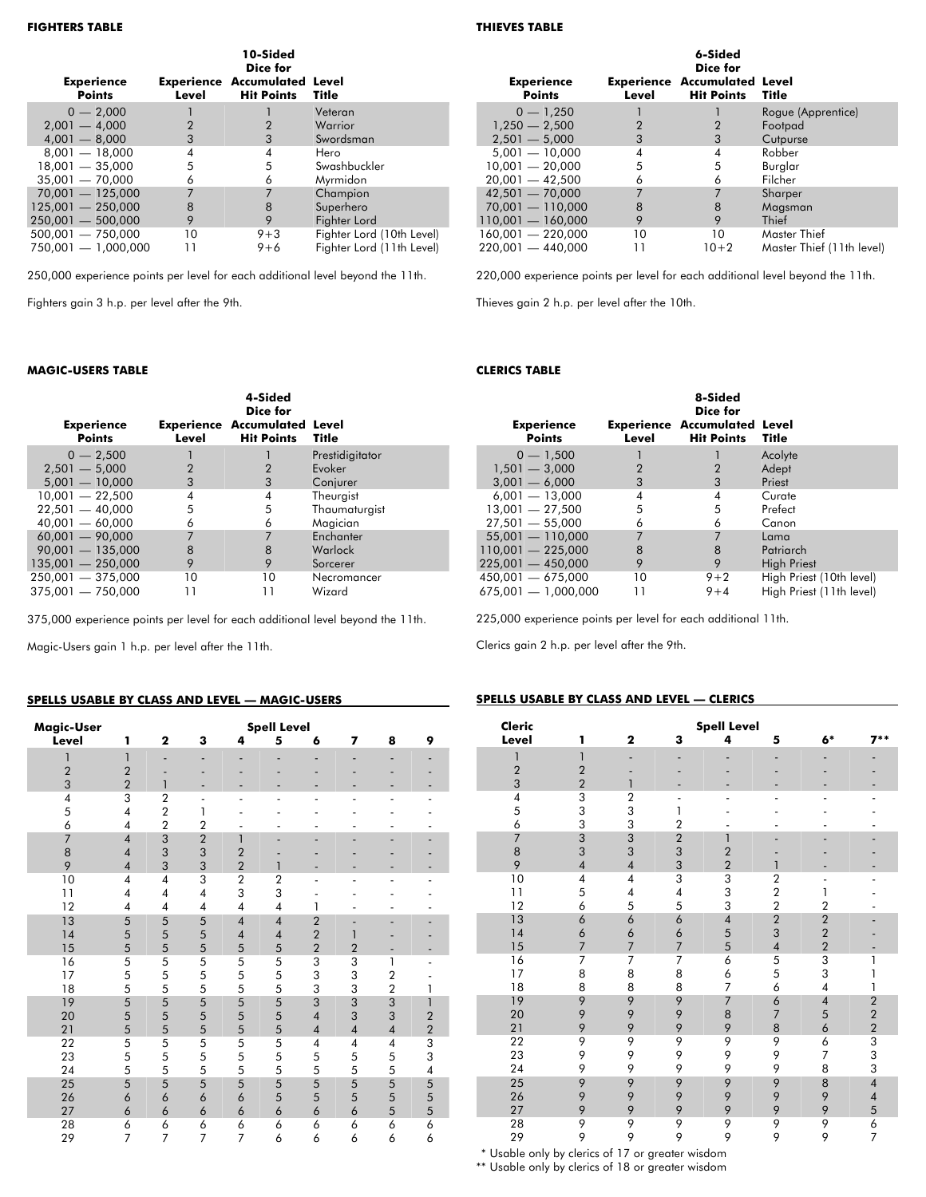### FIGHTERS TABLE

| Experience Points | Experience Level | 10-Sided Dice for Accumulated Hit Points | Level Title |
|---|---|---|---|
| 0 — 2,000 | 1 | 1 | Veteran |
| 2,001 — 4,000 | 2 | 2 | Warrior |
| 4,001 — 8,000 | 3 | 3 | Swordsman |
| 8,001 — 18,000 | 4 | 4 | Hero |
| 18,001 — 35,000 | 5 | 5 | Swashbuckler |
| 35,001 — 70,000 | 6 | 6 | Myrmidon |
| 70,001 — 125,000 | 7 | 7 | Champion |
| 125,001 — 250,000 | 8 | 8 | Superhero |
| 250,001 — 500,000 | 9 | 9 | Fighter Lord |
| 500,001 — 750,000 | 10 | 9+3 | Fighter Lord (10th Level) |
| 750,001 — 1,000,000 | 11 | 9+6 | Fighter Lord (11th Level) |

250,000 experience points per level for each additional level beyond the 11th.

Fighters gain 3 h.p. per level after the 9th.

### THIEVES TABLE

| Experience Points | Experience Level | 6-Sided Dice for Accumulated Hit Points | Level Title |
|---|---|---|---|
| 0 — 1,250 | 1 | 1 | Rogue (Apprentice) |
| 1,250 — 2,500 | 2 | 2 | Footpad |
| 2,501 — 5,000 | 3 | 3 | Cutpurse |
| 5,001 — 10,000 | 4 | 4 | Robber |
| 10,001 — 20,000 | 5 | 5 | Burglar |
| 20,001 — 42,500 | 6 | 6 | Filcher |
| 42,501 — 70,000 | 7 | 7 | Sharper |
| 70,001 — 110,000 | 8 | 8 | Magsman |
| 110,001 — 160,000 | 9 | 9 | Thief |
| 160,001 — 220,000 | 10 | 10 | Master Thief |
| 220,001 — 440,000 | 11 | 10+2 | Master Thief (11th level) |

220,000 experience points per level for each additional level beyond the 11th.

Thieves gain 2 h.p. per level after the 10th.

### MAGIC-USERS TABLE

| Experience Points | Experience Level | 4-Sided Dice for Accumulated Hit Points | Level Title |
|---|---|---|---|
| 0 — 2,500 | 1 | 1 | Prestidigitator |
| 2,501 — 5,000 | 2 | 2 | Evoker |
| 5,001 — 10,000 | 3 | 3 | Conjurer |
| 10,001 — 22,500 | 4 | 4 | Theurgist |
| 22,501 — 40,000 | 5 | 5 | Thaumaturgist |
| 40,001 — 60,000 | 6 | 6 | Magician |
| 60,001 — 90,000 | 7 | 7 | Enchanter |
| 90,001 — 135,000 | 8 | 8 | Warlock |
| 135,001 — 250,000 | 9 | 9 | Sorcerer |
| 250,001 — 375,000 | 10 | 10 | Necromancer |
| 375,001 — 750,000 | 11 | 11 | Wizard |

375,000 experience points per level for each additional level beyond the 11th.

Magic-Users gain 1 h.p. per level after the 11th.

### CLERICS TABLE

| Experience Points | Experience Level | 8-Sided Dice for Accumulated Hit Points | Level Title |
|---|---|---|---|
| 0 — 1,500 | 1 | 1 | Acolyte |
| 1,501 — 3,000 | 2 | 2 | Adept |
| 3,001 — 6,000 | 3 | 3 | Priest |
| 6,001 — 13,000 | 4 | 4 | Curate |
| 13,001 — 27,500 | 5 | 5 | Prefect |
| 27,501 — 55,000 | 6 | 6 | Canon |
| 55,001 — 110,000 | 7 | 7 | Lama |
| 110,001 — 225,000 | 8 | 8 | Patriarch |
| 225,001 — 450,000 | 9 | 9 | High Priest |
| 450,001 — 675,000 | 10 | 9+2 | High Priest (10th level) |
| 675,001 — 1,000,000 | 11 | 9+4 | High Priest (11th level) |

225,000 experience points per level for each additional 11th.

Clerics gain 2 h.p. per level after the 9th.

### SPELLS USABLE BY CLASS AND LEVEL — MAGIC-USERS

| Magic-User Level | Spell Level 1 | 2 | 3 | 4 | 5 | 6 | 7 | 8 | 9 |
|---|---|---|---|---|---|---|---|---|---|
| 1 | 1 | - | - | - | - | - | - | - | - |
| 2 | 2 | - | - | - | - | - | - | - | - |
| 3 | 2 | 1 | - | - | - | - | - | - | - |
| 4 | 3 | 2 | - | - | - | - | - | - | - |
| 5 | 4 | 2 | 1 | - | - | - | - | - | - |
| 6 | 4 | 2 | 2 | - | - | - | - | - | - |
| 7 | 4 | 3 | 2 | 1 | - | - | - | - | - |
| 8 | 4 | 3 | 3 | 2 | - | - | - | - | - |
| 9 | 4 | 3 | 3 | 2 | 1 | - | - | - | - |
| 10 | 4 | 4 | 3 | 2 | 2 | - | - | - | - |
| 11 | 4 | 4 | 4 | 3 | 3 | - | - | - | - |
| 12 | 4 | 4 | 4 | 4 | 4 | 1 | - | - | - |
| 13 | 5 | 5 | 5 | 4 | 4 | 2 | - | - | - |
| 14 | 5 | 5 | 5 | 4 | 4 | 2 | 1 | - | - |
| 15 | 5 | 5 | 5 | 5 | 5 | 2 | 2 | - | - |
| 16 | 5 | 5 | 5 | 5 | 5 | 3 | 3 | 1 | - |
| 17 | 5 | 5 | 5 | 5 | 5 | 3 | 3 | 2 | - |
| 18 | 5 | 5 | 5 | 5 | 5 | 3 | 3 | 2 | 1 |
| 19 | 5 | 5 | 5 | 5 | 5 | 3 | 3 | 3 | 1 |
| 20 | 5 | 5 | 5 | 5 | 5 | 4 | 3 | 3 | 2 |
| 21 | 5 | 5 | 5 | 5 | 5 | 4 | 4 | 4 | 2 |
| 22 | 5 | 5 | 5 | 5 | 5 | 4 | 4 | 4 | 3 |
| 23 | 5 | 5 | 5 | 5 | 5 | 5 | 5 | 5 | 3 |
| 24 | 5 | 5 | 5 | 5 | 5 | 5 | 5 | 5 | 4 |
| 25 | 5 | 5 | 5 | 5 | 5 | 5 | 5 | 5 | 5 |
| 26 | 6 | 6 | 6 | 6 | 5 | 5 | 5 | 5 | 5 |
| 27 | 6 | 6 | 6 | 6 | 6 | 6 | 6 | 5 | 5 |
| 28 | 6 | 6 | 6 | 6 | 6 | 6 | 6 | 6 | 6 |
| 29 | 7 | 7 | 7 | 7 | 6 | 6 | 6 | 6 | 6 |

### SPELLS USABLE BY CLASS AND LEVEL — CLERICS

| Cleric Level | Spell Level 1 | 2 | 3 | 4 | 5 | 6* | 7** |
|---|---|---|---|---|---|---|---|
| 1 | 1 | - | - | - | - | - | - |
| 2 | 2 | - | - | - | - | - | - |
| 3 | 2 | 1 | - | - | - | - | - |
| 4 | 3 | 2 | - | - | - | - | - |
| 5 | 3 | 3 | 1 | - | - | - | - |
| 6 | 3 | 3 | 2 | - | - | - | - |
| 7 | 3 | 3 | 2 | 1 | - | - | - |
| 8 | 3 | 3 | 3 | 2 | - | - | - |
| 9 | 4 | 4 | 3 | 2 | 1 | - | - |
| 10 | 4 | 4 | 3 | 3 | 2 | - | - |
| 11 | 5 | 4 | 4 | 3 | 2 | 1 | - |
| 12 | 6 | 5 | 5 | 3 | 2 | 2 | - |
| 13 | 6 | 6 | 6 | 4 | 2 | 2 | - |
| 14 | 6 | 6 | 6 | 5 | 3 | 2 | - |
| 15 | 7 | 7 | 7 | 5 | 4 | 2 | - |
| 16 | 7 | 7 | 7 | 6 | 5 | 3 | 1 |
| 17 | 8 | 8 | 8 | 6 | 5 | 3 | 1 |
| 18 | 8 | 8 | 8 | 7 | 6 | 4 | 1 |
| 19 | 9 | 9 | 9 | 7 | 6 | 4 | 2 |
| 20 | 9 | 9 | 9 | 8 | 7 | 5 | 2 |
| 21 | 9 | 9 | 9 | 9 | 8 | 6 | 2 |
| 22 | 9 | 9 | 9 | 9 | 9 | 6 | 3 |
| 23 | 9 | 9 | 9 | 9 | 9 | 7 | 3 |
| 24 | 9 | 9 | 9 | 9 | 9 | 8 | 3 |
| 25 | 9 | 9 | 9 | 9 | 9 | 8 | 4 |
| 26 | 9 | 9 | 9 | 9 | 9 | 9 | 4 |
| 27 | 9 | 9 | 9 | 9 | 9 | 9 | 5 |
| 28 | 9 | 9 | 9 | 9 | 9 | 9 | 6 |
| 29 | 9 | 9 | 9 | 9 | 9 | 9 | 7 |

\* Usable only by clerics of 17 or greater wisdom

\*\* Usable only by clerics of 18 or greater wisdom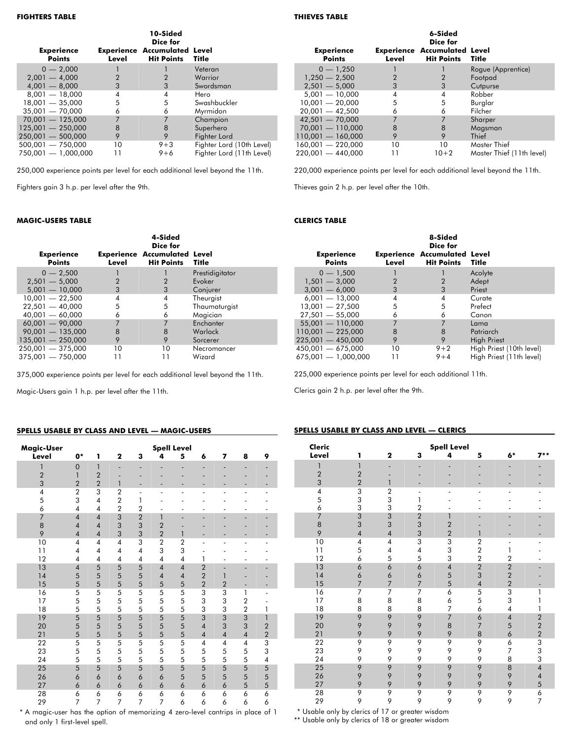#### FIGHTERS TABLE

| Experience Points | Experience Level | 10-Sided Dice for Accumulated Hit Points | Level Title |
|---|---|---|---|
| 0 — 2,000 | 1 | 1 | Veteran |
| 2,001 — 4,000 | 2 | 2 | Warrior |
| 4,001 — 8,000 | 3 | 3 | Swordsman |
| 8,001 — 18,000 | 4 | 4 | Hero |
| 18,001 — 35,000 | 5 | 5 | Swashbuckler |
| 35,001 — 70,000 | 6 | 6 | Myrmidon |
| 70,001 — 125,000 | 7 | 7 | Champion |
| 125,001 — 250,000 | 8 | 8 | Superhero |
| 250,001 — 500,000 | 9 | 9 | Fighter Lord |
| 500,001 — 750,000 | 10 | 9+3 | Fighter Lord (10th Level) |
| 750,001 — 1,000,000 | 11 | 9+6 | Fighter Lord (11th Level) |

250,000 experience points per level for each additional level beyond the 11th.

Fighters gain 3 h.p. per level after the 9th.

#### THIEVES TABLE

| Experience Points | Experience Level | 6-Sided Dice for Accumulated Hit Points | Level Title |
|---|---|---|---|
| 0 — 1,250 | 1 | 1 | Rogue (Apprentice) |
| 1,250 — 2,500 | 2 | 2 | Footpad |
| 2,501 — 5,000 | 3 | 3 | Cutpurse |
| 5,001 — 10,000 | 4 | 4 | Robber |
| 10,001 — 20,000 | 5 | 5 | Burglar |
| 20,001 — 42,500 | 6 | 6 | Filcher |
| 42,501 — 70,000 | 7 | 7 | Sharper |
| 70,001 — 110,000 | 8 | 8 | Magsman |
| 110,001 — 160,000 | 9 | 9 | Thief |
| 160,001 — 220,000 | 10 | 10 | Master Thief |
| 220,001 — 440,000 | 11 | 10+2 | Master Thief (11th level) |

220,000 experience points per level for each additional level beyond the 11th.

Thieves gain 2 h.p. per level after the 10th.

#### MAGIC-USERS TABLE

| Experience Points | Experience Level | 4-Sided Dice for Accumulated Hit Points | Level Title |
|---|---|---|---|
| 0 — 2,500 | 1 | 1 | Prestidigitator |
| 2,501 — 5,000 | 2 | 2 | Evoker |
| 5,001 — 10,000 | 3 | 3 | Conjurer |
| 10,001 — 22,500 | 4 | 4 | Theurgist |
| 22,501 — 40,000 | 5 | 5 | Thaumaturgist |
| 40,001 — 60,000 | 6 | 6 | Magician |
| 60,001 — 90,000 | 7 | 7 | Enchanter |
| 90,001 — 135,000 | 8 | 8 | Warlock |
| 135,001 — 250,000 | 9 | 9 | Sorcerer |
| 250,001 — 375,000 | 10 | 10 | Necromancer |
| 375,001 — 750,000 | 11 | 11 | Wizard |

375,000 experience points per level for each additional level beyond the 11th.

Magic-Users gain 1 h.p. per level after the 11th.

#### CLERICS TABLE

| Experience Points | Experience Level | 8-Sided Dice for Accumulated Hit Points | Level Title |
|---|---|---|---|
| 0 — 1,500 | 1 | 1 | Acolyte |
| 1,501 — 3,000 | 2 | 2 | Adept |
| 3,001 — 6,000 | 3 | 3 | Priest |
| 6,001 — 13,000 | 4 | 4 | Curate |
| 13,001 — 27,500 | 5 | 5 | Prefect |
| 27,501 — 55,000 | 6 | 6 | Canon |
| 55,001 — 110,000 | 7 | 7 | Lama |
| 110,001 — 225,000 | 8 | 8 | Patriarch |
| 225,001 — 450,000 | 9 | 9 | High Priest |
| 450,001 — 675,000 | 10 | 9+2 | High Priest (10th level) |
| 675,001 — 1,000,000 | 11 | 9+4 | High Priest (11th level) |

225,000 experience points per level for each additional 11th.

Clerics gain 2 h.p. per level after the 9th.

#### SPELLS USABLE BY CLASS AND LEVEL — MAGIC-USERS

| Magic-User Level | Spell Level 0* | 1 | 2 | 3 | 4 | 5 | 6 | 7 | 8 | 9 |
|---|---|---|---|---|---|---|---|---|---|---|
| 1 | 0 | 1 | - | - | - | - | - | - | - | - |
| 2 | 1 | 2 | - | - | - | - | - | - | - | - |
| 3 | 2 | 2 | 1 | - | - | - | - | - | - | - |
| 4 | 2 | 3 | 2 | - | - | - | - | - | - | - |
| 5 | 3 | 4 | 2 | 1 | - | - | - | - | - | - |
| 6 | 4 | 4 | 2 | 2 | - | - | - | - | - | - |
| 7 | 4 | 4 | 3 | 2 | 1 | - | - | - | - | - |
| 8 | 4 | 4 | 3 | 3 | 2 | - | - | - | - | - |
| 9 | 4 | 4 | 3 | 3 | 2 | 1 | - | - | - | - |
| 10 | 4 | 4 | 4 | 3 | 2 | 2 | - | - | - | - |
| 11 | 4 | 4 | 4 | 4 | 3 | 3 | - | - | - | - |
| 12 | 4 | 4 | 4 | 4 | 4 | 4 | 1 | - | - | - |
| 13 | 4 | 5 | 5 | 5 | 4 | 4 | 2 | - | - | - |
| 14 | 5 | 5 | 5 | 5 | 4 | 4 | 2 | 1 | - | - |
| 15 | 5 | 5 | 5 | 5 | 5 | 5 | 2 | 2 | - | - |
| 16 | 5 | 5 | 5 | 5 | 5 | 5 | 3 | 3 | 1 | - |
| 17 | 5 | 5 | 5 | 5 | 5 | 5 | 3 | 3 | 2 | - |
| 18 | 5 | 5 | 5 | 5 | 5 | 5 | 3 | 3 | 2 | 1 |
| 19 | 5 | 5 | 5 | 5 | 5 | 5 | 3 | 3 | 3 | 1 |
| 20 | 5 | 5 | 5 | 5 | 5 | 5 | 4 | 3 | 3 | 2 |
| 21 | 5 | 5 | 5 | 5 | 5 | 5 | 4 | 4 | 4 | 2 |
| 22 | 5 | 5 | 5 | 5 | 5 | 5 | 4 | 4 | 4 | 3 |
| 23 | 5 | 5 | 5 | 5 | 5 | 5 | 5 | 5 | 5 | 3 |
| 24 | 5 | 5 | 5 | 5 | 5 | 5 | 5 | 5 | 5 | 4 |
| 25 | 5 | 5 | 5 | 5 | 5 | 5 | 5 | 5 | 5 | 5 |
| 26 | 6 | 6 | 6 | 6 | 6 | 5 | 5 | 5 | 5 | 5 |
| 27 | 6 | 6 | 6 | 6 | 6 | 6 | 6 | 6 | 5 | 5 |
| 28 | 6 | 6 | 6 | 6 | 6 | 6 | 6 | 6 | 6 | 6 |
| 29 | 7 | 7 | 7 | 7 | 7 | 6 | 6 | 6 | 6 | 6 |

* A magic-user has the option of memorizing 4 zero-level cantrips in place of 1 and only 1 first-level spell.

#### SPELLS USABLE BY CLASS AND LEVEL — CLERICS

| Cleric Level | Spell Level 1 | 2 | 3 | 4 | 5 | 6* | 7** |
|---|---|---|---|---|---|---|---|
| 1 | 1 | - | - | - | - | - | - |
| 2 | 2 | - | - | - | - | - | - |
| 3 | 2 | 1 | - | - | - | - | - |
| 4 | 3 | 2 | - | - | - | - | - |
| 5 | 3 | 3 | 1 | - | - | - | - |
| 6 | 3 | 3 | 2 | - | - | - | - |
| 7 | 3 | 3 | 2 | 1 | - | - | - |
| 8 | 3 | 3 | 3 | 2 | - | - | - |
| 9 | 4 | 4 | 3 | 2 | 1 | - | - |
| 10 | 4 | 4 | 3 | 3 | 2 | - | - |
| 11 | 5 | 4 | 4 | 3 | 2 | 1 | - |
| 12 | 6 | 5 | 5 | 3 | 2 | 2 | - |
| 13 | 6 | 6 | 6 | 4 | 2 | 2 | - |
| 14 | 6 | 6 | 6 | 5 | 3 | 2 | - |
| 15 | 7 | 7 | 7 | 5 | 4 | 2 | - |
| 16 | 7 | 7 | 7 | 6 | 5 | 3 | 1 |
| 17 | 8 | 8 | 8 | 6 | 5 | 3 | 1 |
| 18 | 8 | 8 | 8 | 7 | 6 | 4 | 1 |
| 19 | 9 | 9 | 9 | 7 | 6 | 4 | 2 |
| 20 | 9 | 9 | 9 | 8 | 7 | 5 | 2 |
| 21 | 9 | 9 | 9 | 9 | 8 | 6 | 2 |
| 22 | 9 | 9 | 9 | 9 | 9 | 6 | 3 |
| 23 | 9 | 9 | 9 | 9 | 9 | 7 | 3 |
| 24 | 9 | 9 | 9 | 9 | 9 | 8 | 3 |
| 25 | 9 | 9 | 9 | 9 | 9 | 8 | 4 |
| 26 | 9 | 9 | 9 | 9 | 9 | 9 | 4 |
| 27 | 9 | 9 | 9 | 9 | 9 | 9 | 5 |
| 28 | 9 | 9 | 9 | 9 | 9 | 9 | 6 |
| 29 | 9 | 9 | 9 | 9 | 9 | 9 | 7 |

* Usable only by clerics of 17 or greater wisdom
** Usable only by clerics of 18 or greater wisdom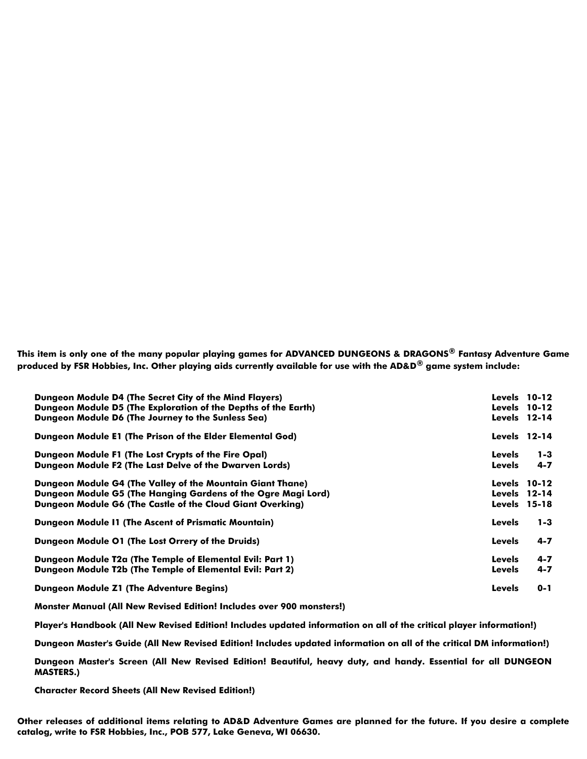**This item is only one of the many popular playing games for ADVANCED DUNGEONS & DRAGONS® Fantasy Adventure Game produced by FSR Hobbies, Inc. Other playing aids currently available for use with the AD&D® game system include:**

| | |
|---|---|
| **Dungeon Module D4 (The Secret City of the Mind Flayers)** | **Levels 10-12** |
| **Dungeon Module D5 (The Exploration of the Depths of the Earth)** | **Levels 10-12** |
| **Dungeon Module D6 (The Journey to the Sunless Sea)** | **Levels 12-14** |
| **Dungeon Module E1 (The Prison of the Elder Elemental God)** | **Levels 12-14** |
| **Dungeon Module F1 (The Lost Crypts of the Fire Opal)** | **Levels 1-3** |
| **Dungeon Module F2 (The Last Delve of the Dwarven Lords)** | **Levels 4-7** |
| **Dungeon Module G4 (The Valley of the Mountain Giant Thane)** | **Levels 10-12** |
| **Dungeon Module G5 (The Hanging Gardens of the Ogre Magi Lord)** | **Levels 12-14** |
| **Dungeon Module G6 (The Castle of the Cloud Giant Overking)** | **Levels 15-18** |
| **Dungeon Module I1 (The Ascent of Prismatic Mountain)** | **Levels 1-3** |
| **Dungeon Module O1 (The Lost Orrery of the Druids)** | **Levels 4-7** |
| **Dungeon Module T2a (The Temple of Elemental Evil: Part 1)** | **Levels 4-7** |
| **Dungeon Module T2b (The Temple of Elemental Evil: Part 2)** | **Levels 4-7** |
| **Dungeon Module Z1 (The Adventure Begins)** | **Levels 0-1** |

**Monster Manual (All New Revised Edition! Includes over 900 monsters!)**

**Player's Handbook (All New Revised Edition! Includes updated information on all of the critical player information!)**

**Dungeon Master's Guide (All New Revised Edition! Includes updated information on all of the critical DM information!)**

**Dungeon Master's Screen (All New Revised Edition! Beautiful, heavy duty, and handy. Essential for all DUNGEON MASTERS.)**

**Character Record Sheets (All New Revised Edition!)**

**Other releases of additional items relating to AD&D Adventure Games are planned for the future. If you desire a complete catalog, write to FSR Hobbies, Inc., POB 577, Lake Geneva, WI 06630.**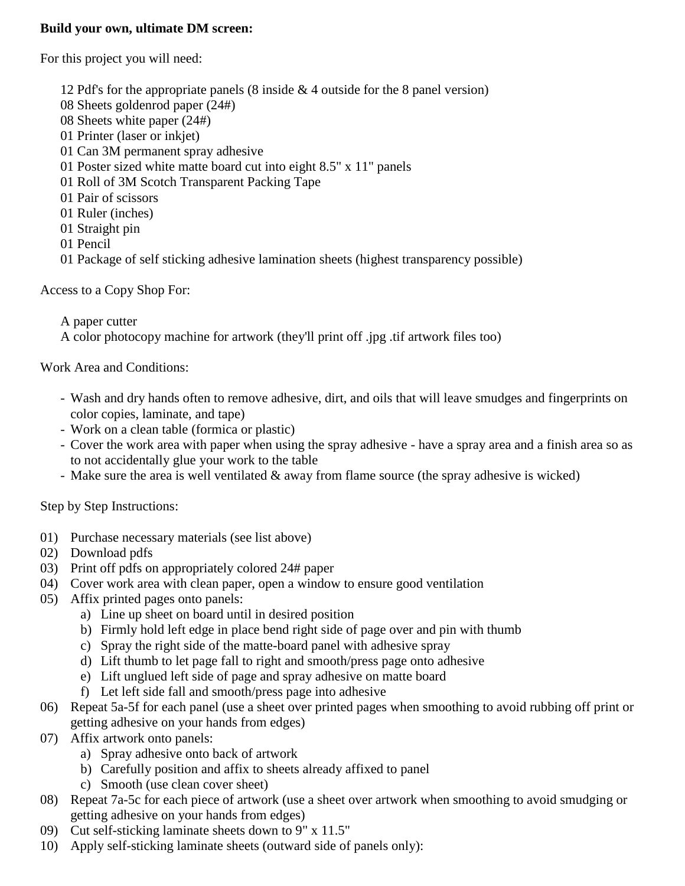**Build your own, ultimate DM screen:**

For this project you will need:

12 Pdf's for the appropriate panels (8 inside & 4 outside for the 8 panel version)
08 Sheets goldenrod paper (24#)
08 Sheets white paper (24#)
01 Printer (laser or inkjet)
01 Can 3M permanent spray adhesive
01 Poster sized white matte board cut into eight 8.5" x 11" panels
01 Roll of 3M Scotch Transparent Packing Tape
01 Pair of scissors
01 Ruler (inches)
01 Straight pin
01 Pencil
01 Package of self sticking adhesive lamination sheets (highest transparency possible)

Access to a Copy Shop For:

A paper cutter
A color photocopy machine for artwork (they'll print off .jpg .tif artwork files too)

Work Area and Conditions:

- Wash and dry hands often to remove adhesive, dirt, and oils that will leave smudges and fingerprints on color copies, laminate, and tape)
- Work on a clean table (formica or plastic)
- Cover the work area with paper when using the spray adhesive - have a spray area and a finish area so as to not accidentally glue your work to the table
- Make sure the area is well ventilated & away from flame source (the spray adhesive is wicked)

Step by Step Instructions:

01) Purchase necessary materials (see list above)
02) Download pdfs
03) Print off pdfs on appropriately colored 24# paper
04) Cover work area with clean paper, open a window to ensure good ventilation
05) Affix printed pages onto panels:
    a) Line up sheet on board until in desired position
    b) Firmly hold left edge in place bend right side of page over and pin with thumb
    c) Spray the right side of the matte-board panel with adhesive spray
    d) Lift thumb to let page fall to right and smooth/press page onto adhesive
    e) Lift unglued left side of page and spray adhesive on matte board
    f) Let left side fall and smooth/press page into adhesive
06) Repeat 5a-5f for each panel (use a sheet over printed pages when smoothing to avoid rubbing off print or getting adhesive on your hands from edges)
07) Affix artwork onto panels:
    a) Spray adhesive onto back of artwork
    b) Carefully position and affix to sheets already affixed to panel
    c) Smooth (use clean cover sheet)
08) Repeat 7a-5c for each piece of artwork (use a sheet over artwork when smoothing to avoid smudging or getting adhesive on your hands from edges)
09) Cut self-sticking laminate sheets down to 9" x 11.5"
10) Apply self-sticking laminate sheets (outward side of panels only):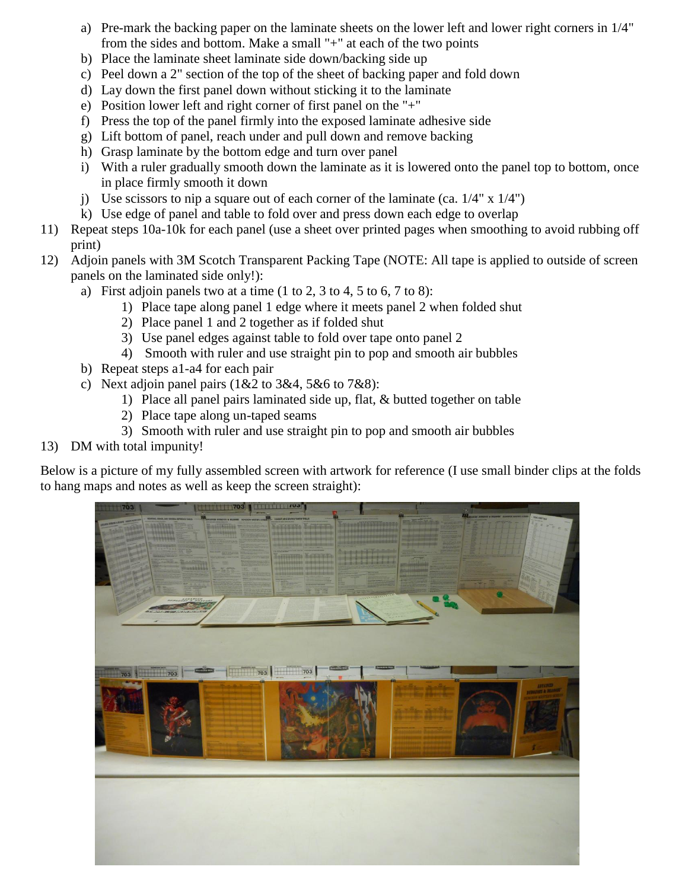a) Pre-mark the backing paper on the laminate sheets on the lower left and lower right corners in 1/4" from the sides and bottom. Make a small "+" at each of the two points
b) Place the laminate sheet laminate side down/backing side up
c) Peel down a 2" section of the top of the sheet of backing paper and fold down
d) Lay down the first panel down without sticking it to the laminate
e) Position lower left and right corner of first panel on the "+"
f) Press the top of the panel firmly into the exposed laminate adhesive side
g) Lift bottom of panel, reach under and pull down and remove backing
h) Grasp laminate by the bottom edge and turn over panel
i) With a ruler gradually smooth down the laminate as it is lowered onto the panel top to bottom, once in place firmly smooth it down
j) Use scissors to nip a square out of each corner of the laminate (ca. 1/4" x 1/4")
k) Use edge of panel and table to fold over and press down each edge to overlap

11) Repeat steps 10a-10k for each panel (use a sheet over printed pages when smoothing to avoid rubbing off print)
12) Adjoin panels with 3M Scotch Transparent Packing Tape (NOTE: All tape is applied to outside of screen panels on the laminated side only!):
    a) First adjoin panels two at a time (1 to 2, 3 to 4, 5 to 6, 7 to 8):
        1) Place tape along panel 1 edge where it meets panel 2 when folded shut
        2) Place panel 1 and 2 together as if folded shut
        3) Use panel edges against table to fold over tape onto panel 2
        4) Smooth with ruler and use straight pin to pop and smooth air bubbles
    b) Repeat steps a1-a4 for each pair
    c) Next adjoin panel pairs (1&2 to 3&4, 5&6 to 7&8):
        1) Place all panel pairs laminated side up, flat, & butted together on table
        2) Place tape along un-taped seams
        3) Smooth with ruler and use straight pin to pop and smooth air bubbles
13) DM with total impunity!

Below is a picture of my fully assembled screen with artwork for reference (I use small binder clips at the folds to hang maps and notes as well as keep the screen straight):